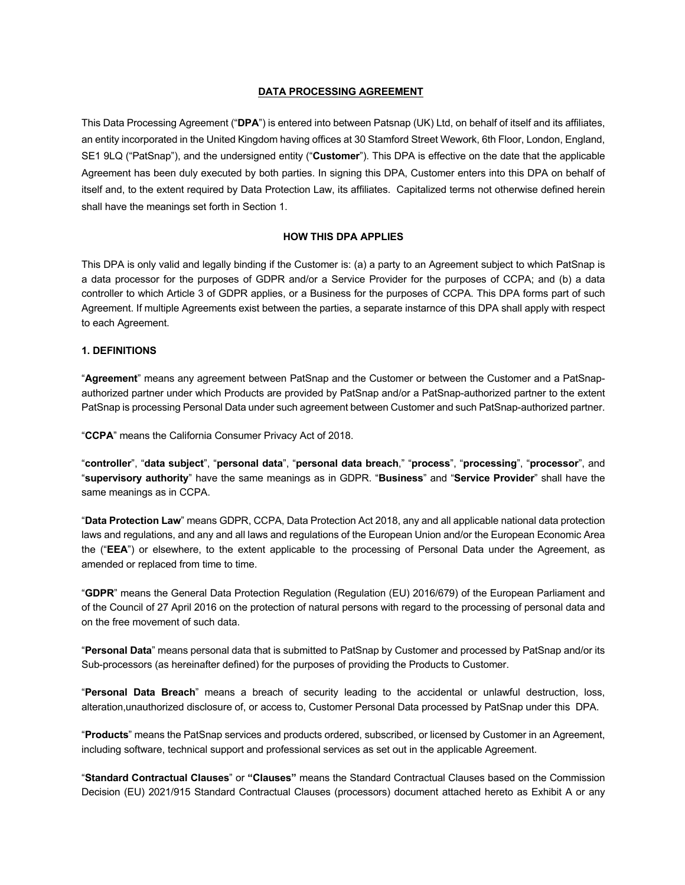# DATA PROCESSING AGREEMENT

This Data Processing Agreement ("**DPA**") is entered into between Patsnap (UK) Ltd, on behalf of itself and its affiliates, an entity incorporated in the United Kingdom having offices at 30 Stamford Street Wework, 6th Floor, London, England, SE1 9LQ ("PatSnap"), and the undersigned entity ("**Customer**"). This DPA is effective on the date that the applicable Agreement has been duly executed by both parties. In signing this DPA, Customer enters into this DPA on behalf of itself and, to the extent required by Data Protection Law, its affiliates. Capitalized terms not otherwise defined herein shall have the meanings set forth in Section 1.

## HOW THIS DPA APPLIES

This DPA is only valid and legally binding if the Customer is: (a) a party to an Agreement subject to which PatSnap is a data processor for the purposes of GDPR and/or a Service Provider for the purposes of CCPA; and (b) a data controller to which Article 3 of GDPR applies, or a Business for the purposes of CCPA. This DPA forms part of such Agreement. If multiple Agreements exist between the parties, a separate instarnce of this DPA shall apply with respect to each Agreement.

### 1. DEFINITIONS

"**Agreement**" means any agreement between PatSnap and the Customer or between the Customer and a PatSnap-authorized partner under which Products are provided by PatSnap and/or a PatSnap-authorized partner to the extent PatSnap is processing Personal Data under such agreement between Customer and such PatSnap-authorized partner.

"**CCPA**" means the California Consumer Privacy Act of 2018.

"**controller**", "**data subject**", "**personal data**", "**personal data breach**," "**process**", "**processing**", "**processor**", and "**supervisory authority**" have the same meanings as in GDPR. "**Business**" and "**Service Provider**" shall have the same meanings as in CCPA.

"**Data Protection Law**" means GDPR, CCPA, Data Protection Act 2018, any and all applicable national data protection laws and regulations, and any and all laws and regulations of the European Union and/or the European Economic Area the ("**EEA**") or elsewhere, to the extent applicable to the processing of Personal Data under the Agreement, as amended or replaced from time to time.

"**GDPR**" means the General Data Protection Regulation (Regulation (EU) 2016/679) of the European Parliament and of the Council of 27 April 2016 on the protection of natural persons with regard to the processing of personal data and on the free movement of such data.

"**Personal Data**" means personal data that is submitted to PatSnap by Customer and processed by PatSnap and/or its Sub-processors (as hereinafter defined) for the purposes of providing the Products to Customer.

"**Personal Data Breach**" means a breach of security leading to the accidental or unlawful destruction, loss, alteration,unauthorized disclosure of, or access to, Customer Personal Data processed by PatSnap under this DPA.

"**Products**" means the PatSnap services and products ordered, subscribed, or licensed by Customer in an Agreement, including software, technical support and professional services as set out in the applicable Agreement.

"**Standard Contractual Clauses**" or **"Clauses"** means the Standard Contractual Clauses based on the Commission Decision (EU) 2021/915 Standard Contractual Clauses (processors) document attached hereto as Exhibit A or any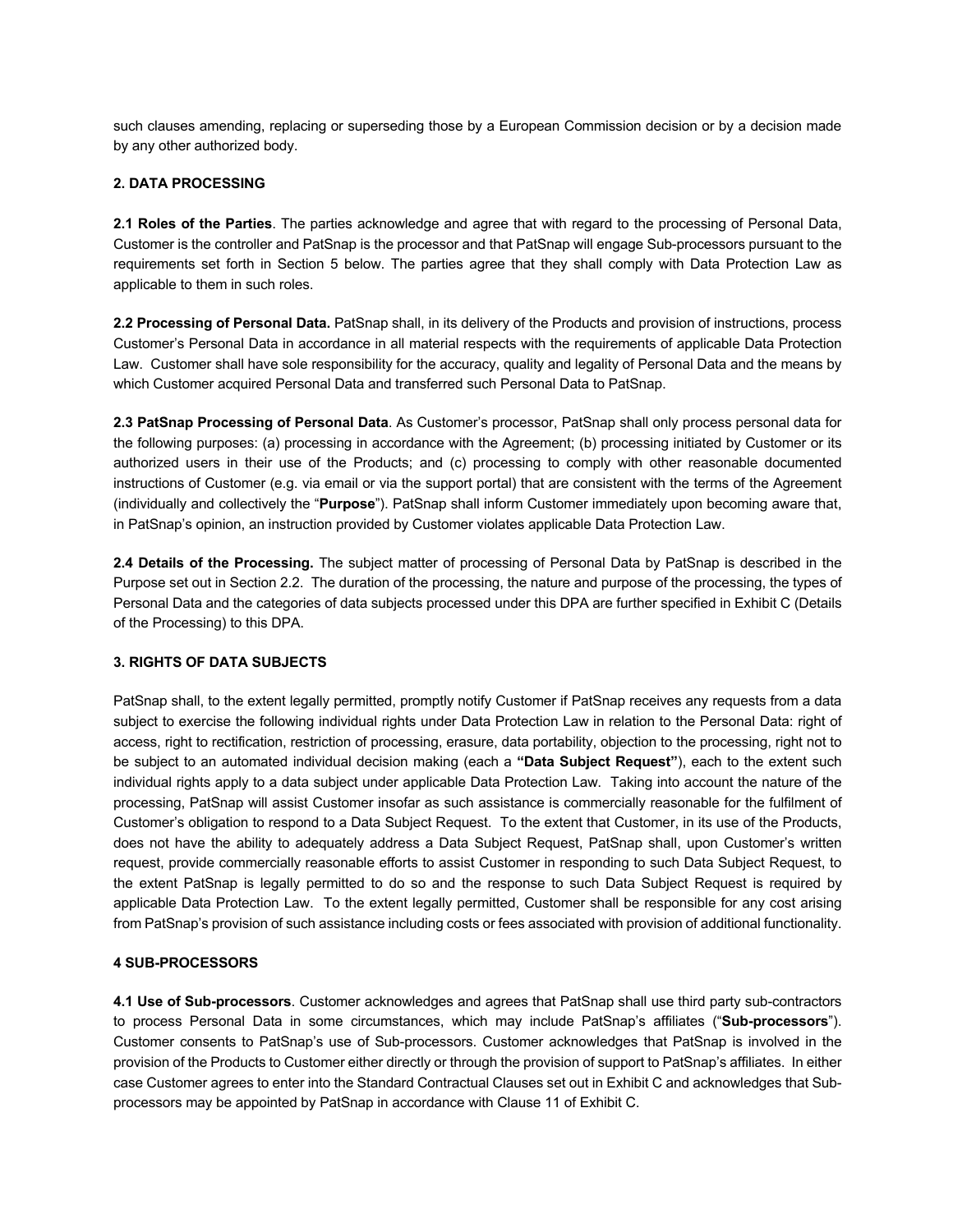such clauses amending, replacing or superseding those by a European Commission decision or by a decision made by any other authorized body.

## 2. DATA PROCESSING

**2.1 Roles of the Parties**. The parties acknowledge and agree that with regard to the processing of Personal Data, Customer is the controller and PatSnap is the processor and that PatSnap will engage Sub-processors pursuant to the requirements set forth in Section 5 below. The parties agree that they shall comply with Data Protection Law as applicable to them in such roles.

**2.2 Processing of Personal Data.** PatSnap shall, in its delivery of the Products and provision of instructions, process Customer's Personal Data in accordance in all material respects with the requirements of applicable Data Protection Law. Customer shall have sole responsibility for the accuracy, quality and legality of Personal Data and the means by which Customer acquired Personal Data and transferred such Personal Data to PatSnap.

**2.3 PatSnap Processing of Personal Data**. As Customer's processor, PatSnap shall only process personal data for the following purposes: (a) processing in accordance with the Agreement; (b) processing initiated by Customer or its authorized users in their use of the Products; and (c) processing to comply with other reasonable documented instructions of Customer (e.g. via email or via the support portal) that are consistent with the terms of the Agreement (individually and collectively the "**Purpose**"). PatSnap shall inform Customer immediately upon becoming aware that, in PatSnap's opinion, an instruction provided by Customer violates applicable Data Protection Law.

**2.4 Details of the Processing.** The subject matter of processing of Personal Data by PatSnap is described in the Purpose set out in Section 2.2. The duration of the processing, the nature and purpose of the processing, the types of Personal Data and the categories of data subjects processed under this DPA are further specified in Exhibit C (Details of the Processing) to this DPA.

## 3. RIGHTS OF DATA SUBJECTS

PatSnap shall, to the extent legally permitted, promptly notify Customer if PatSnap receives any requests from a data subject to exercise the following individual rights under Data Protection Law in relation to the Personal Data: right of access, right to rectification, restriction of processing, erasure, data portability, objection to the processing, right not to be subject to an automated individual decision making (each a **"Data Subject Request"**), each to the extent such individual rights apply to a data subject under applicable Data Protection Law. Taking into account the nature of the processing, PatSnap will assist Customer insofar as such assistance is commercially reasonable for the fulfilment of Customer's obligation to respond to a Data Subject Request. To the extent that Customer, in its use of the Products, does not have the ability to adequately address a Data Subject Request, PatSnap shall, upon Customer's written request, provide commercially reasonable efforts to assist Customer in responding to such Data Subject Request, to the extent PatSnap is legally permitted to do so and the response to such Data Subject Request is required by applicable Data Protection Law. To the extent legally permitted, Customer shall be responsible for any cost arising from PatSnap's provision of such assistance including costs or fees associated with provision of additional functionality.

## 4 SUB-PROCESSORS

**4.1 Use of Sub-processors**. Customer acknowledges and agrees that PatSnap shall use third party sub-contractors to process Personal Data in some circumstances, which may include PatSnap's affiliates ("**Sub-processors**"). Customer consents to PatSnap's use of Sub-processors. Customer acknowledges that PatSnap is involved in the provision of the Products to Customer either directly or through the provision of support to PatSnap's affiliates. In either case Customer agrees to enter into the Standard Contractual Clauses set out in Exhibit C and acknowledges that Sub-processors may be appointed by PatSnap in accordance with Clause 11 of Exhibit C.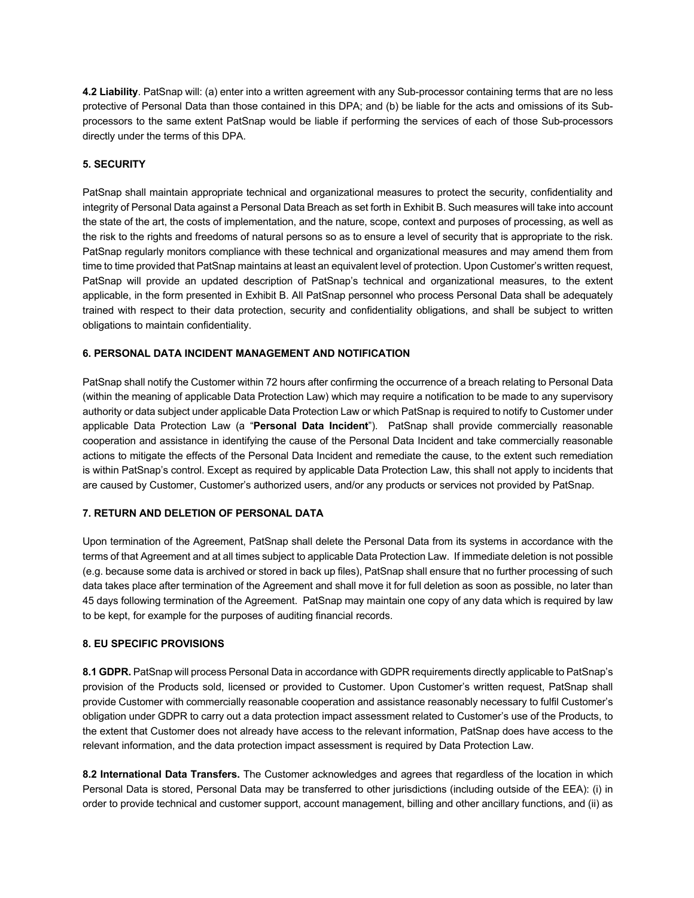**4.2 Liability**. PatSnap will: (a) enter into a written agreement with any Sub-processor containing terms that are no less protective of Personal Data than those contained in this DPA; and (b) be liable for the acts and omissions of its Sub-processors to the same extent PatSnap would be liable if performing the services of each of those Sub-processors directly under the terms of this DPA.

**5. SECURITY**

PatSnap shall maintain appropriate technical and organizational measures to protect the security, confidentiality and integrity of Personal Data against a Personal Data Breach as set forth in Exhibit B. Such measures will take into account the state of the art, the costs of implementation, and the nature, scope, context and purposes of processing, as well as the risk to the rights and freedoms of natural persons so as to ensure a level of security that is appropriate to the risk. PatSnap regularly monitors compliance with these technical and organizational measures and may amend them from time to time provided that PatSnap maintains at least an equivalent level of protection. Upon Customer's written request, PatSnap will provide an updated description of PatSnap's technical and organizational measures, to the extent applicable, in the form presented in Exhibit B. All PatSnap personnel who process Personal Data shall be adequately trained with respect to their data protection, security and confidentiality obligations, and shall be subject to written obligations to maintain confidentiality.

**6. PERSONAL DATA INCIDENT MANAGEMENT AND NOTIFICATION**

PatSnap shall notify the Customer within 72 hours after confirming the occurrence of a breach relating to Personal Data (within the meaning of applicable Data Protection Law) which may require a notification to be made to any supervisory authority or data subject under applicable Data Protection Law or which PatSnap is required to notify to Customer under applicable Data Protection Law (a "**Personal Data Incident**"). PatSnap shall provide commercially reasonable cooperation and assistance in identifying the cause of the Personal Data Incident and take commercially reasonable actions to mitigate the effects of the Personal Data Incident and remediate the cause, to the extent such remediation is within PatSnap's control. Except as required by applicable Data Protection Law, this shall not apply to incidents that are caused by Customer, Customer's authorized users, and/or any products or services not provided by PatSnap.

**7. RETURN AND DELETION OF PERSONAL DATA**

Upon termination of the Agreement, PatSnap shall delete the Personal Data from its systems in accordance with the terms of that Agreement and at all times subject to applicable Data Protection Law. If immediate deletion is not possible (e.g. because some data is archived or stored in back up files), PatSnap shall ensure that no further processing of such data takes place after termination of the Agreement and shall move it for full deletion as soon as possible, no later than 45 days following termination of the Agreement. PatSnap may maintain one copy of any data which is required by law to be kept, for example for the purposes of auditing financial records.

**8. EU SPECIFIC PROVISIONS**

**8.1 GDPR.** PatSnap will process Personal Data in accordance with GDPR requirements directly applicable to PatSnap's provision of the Products sold, licensed or provided to Customer. Upon Customer's written request, PatSnap shall provide Customer with commercially reasonable cooperation and assistance reasonably necessary to fulfil Customer's obligation under GDPR to carry out a data protection impact assessment related to Customer's use of the Products, to the extent that Customer does not already have access to the relevant information, PatSnap does have access to the relevant information, and the data protection impact assessment is required by Data Protection Law.

**8.2 International Data Transfers.** The Customer acknowledges and agrees that regardless of the location in which Personal Data is stored, Personal Data may be transferred to other jurisdictions (including outside of the EEA): (i) in order to provide technical and customer support, account management, billing and other ancillary functions, and (ii) as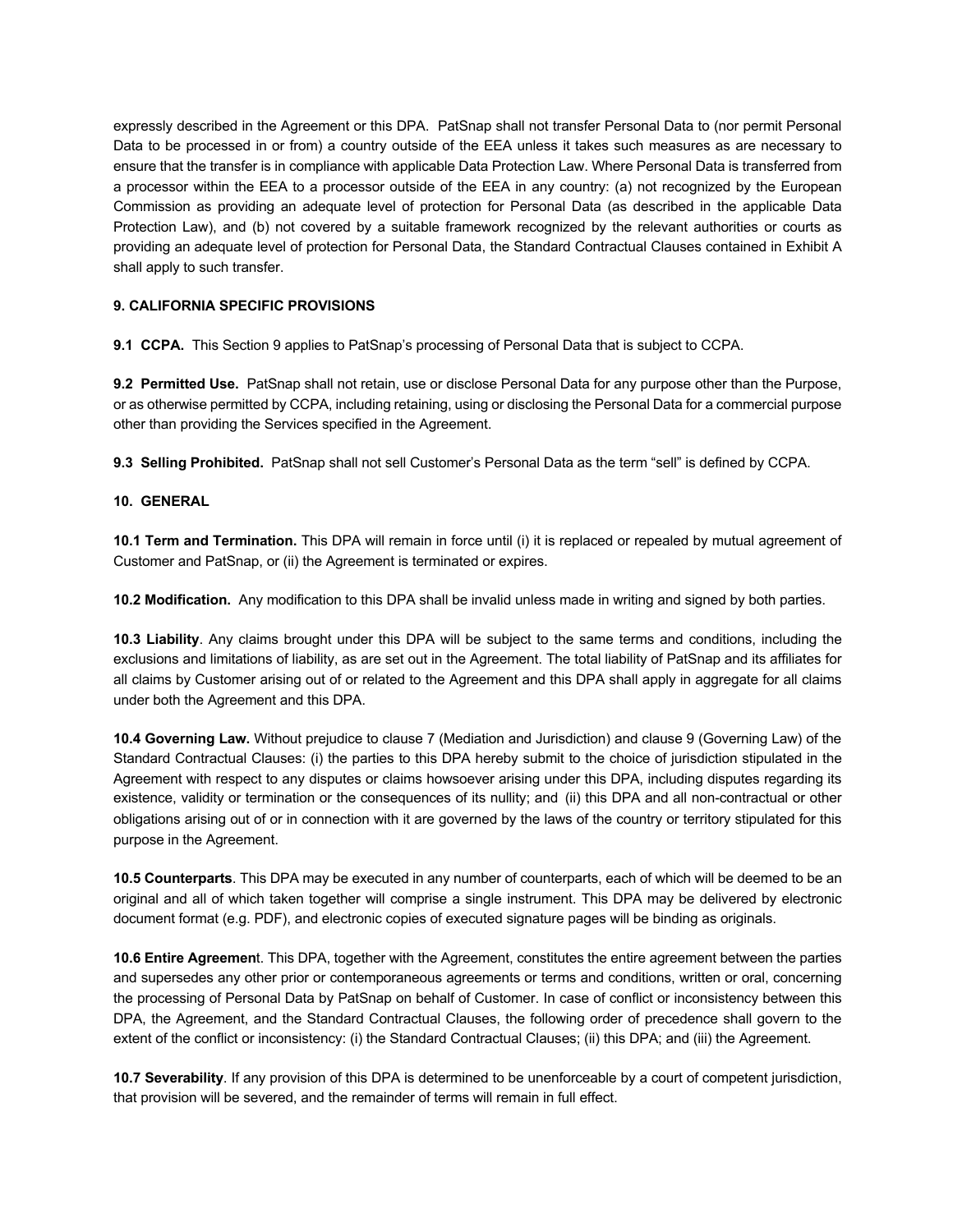expressly described in the Agreement or this DPA. PatSnap shall not transfer Personal Data to (nor permit Personal Data to be processed in or from) a country outside of the EEA unless it takes such measures as are necessary to ensure that the transfer is in compliance with applicable Data Protection Law. Where Personal Data is transferred from a processor within the EEA to a processor outside of the EEA in any country: (a) not recognized by the European Commission as providing an adequate level of protection for Personal Data (as described in the applicable Data Protection Law), and (b) not covered by a suitable framework recognized by the relevant authorities or courts as providing an adequate level of protection for Personal Data, the Standard Contractual Clauses contained in Exhibit A shall apply to such transfer.

### 9. CALIFORNIA SPECIFIC PROVISIONS

**9.1 CCPA.** This Section 9 applies to PatSnap's processing of Personal Data that is subject to CCPA.

**9.2 Permitted Use.** PatSnap shall not retain, use or disclose Personal Data for any purpose other than the Purpose, or as otherwise permitted by CCPA, including retaining, using or disclosing the Personal Data for a commercial purpose other than providing the Services specified in the Agreement.

**9.3 Selling Prohibited.** PatSnap shall not sell Customer's Personal Data as the term "sell" is defined by CCPA.

### 10. GENERAL

**10.1 Term and Termination.** This DPA will remain in force until (i) it is replaced or repealed by mutual agreement of Customer and PatSnap, or (ii) the Agreement is terminated or expires.

**10.2 Modification.** Any modification to this DPA shall be invalid unless made in writing and signed by both parties.

**10.3 Liability**. Any claims brought under this DPA will be subject to the same terms and conditions, including the exclusions and limitations of liability, as are set out in the Agreement. The total liability of PatSnap and its affiliates for all claims by Customer arising out of or related to the Agreement and this DPA shall apply in aggregate for all claims under both the Agreement and this DPA.

**10.4 Governing Law.** Without prejudice to clause 7 (Mediation and Jurisdiction) and clause 9 (Governing Law) of the Standard Contractual Clauses: (i) the parties to this DPA hereby submit to the choice of jurisdiction stipulated in the Agreement with respect to any disputes or claims howsoever arising under this DPA, including disputes regarding its existence, validity or termination or the consequences of its nullity; and (ii) this DPA and all non-contractual or other obligations arising out of or in connection with it are governed by the laws of the country or territory stipulated for this purpose in the Agreement.

**10.5 Counterparts**. This DPA may be executed in any number of counterparts, each of which will be deemed to be an original and all of which taken together will comprise a single instrument. This DPA may be delivered by electronic document format (e.g. PDF), and electronic copies of executed signature pages will be binding as originals.

**10.6 Entire Agreemen**t. This DPA, together with the Agreement, constitutes the entire agreement between the parties and supersedes any other prior or contemporaneous agreements or terms and conditions, written or oral, concerning the processing of Personal Data by PatSnap on behalf of Customer. In case of conflict or inconsistency between this DPA, the Agreement, and the Standard Contractual Clauses, the following order of precedence shall govern to the extent of the conflict or inconsistency: (i) the Standard Contractual Clauses; (ii) this DPA; and (iii) the Agreement.

**10.7 Severability**. If any provision of this DPA is determined to be unenforceable by a court of competent jurisdiction, that provision will be severed, and the remainder of terms will remain in full effect.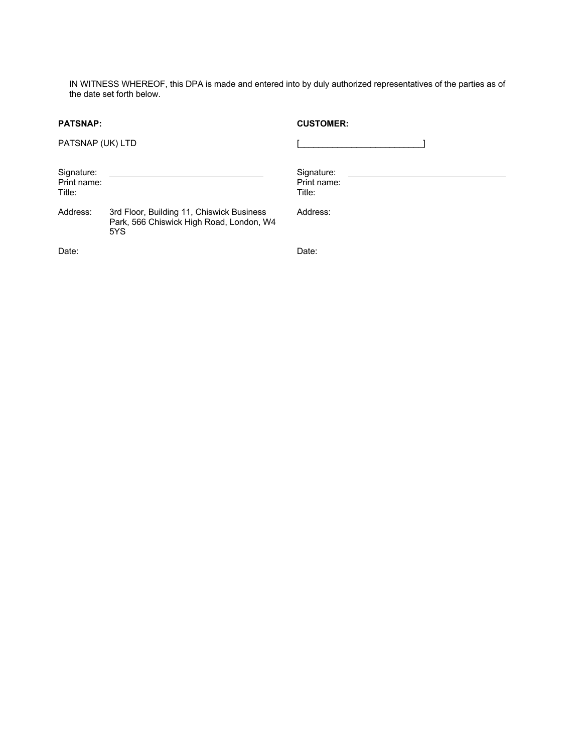IN WITNESS WHEREOF, this DPA is made and entered into by duly authorized representatives of the parties as of the date set forth below.

| **PATSNAP:** | | **CUSTOMER:** | |
|---|---|---|---|
| PATSNAP (UK) LTD | | [__________________________] | |
| Signature:<br>Print name:<br>Title: | ________________________________ | Signature:<br>Print name:<br>Title: | ________________________________ |
| Address: | 3rd Floor, Building 11, Chiswick Business Park, 566 Chiswick High Road, London, W4 5YS | Address: | |
| Date: | | Date: | |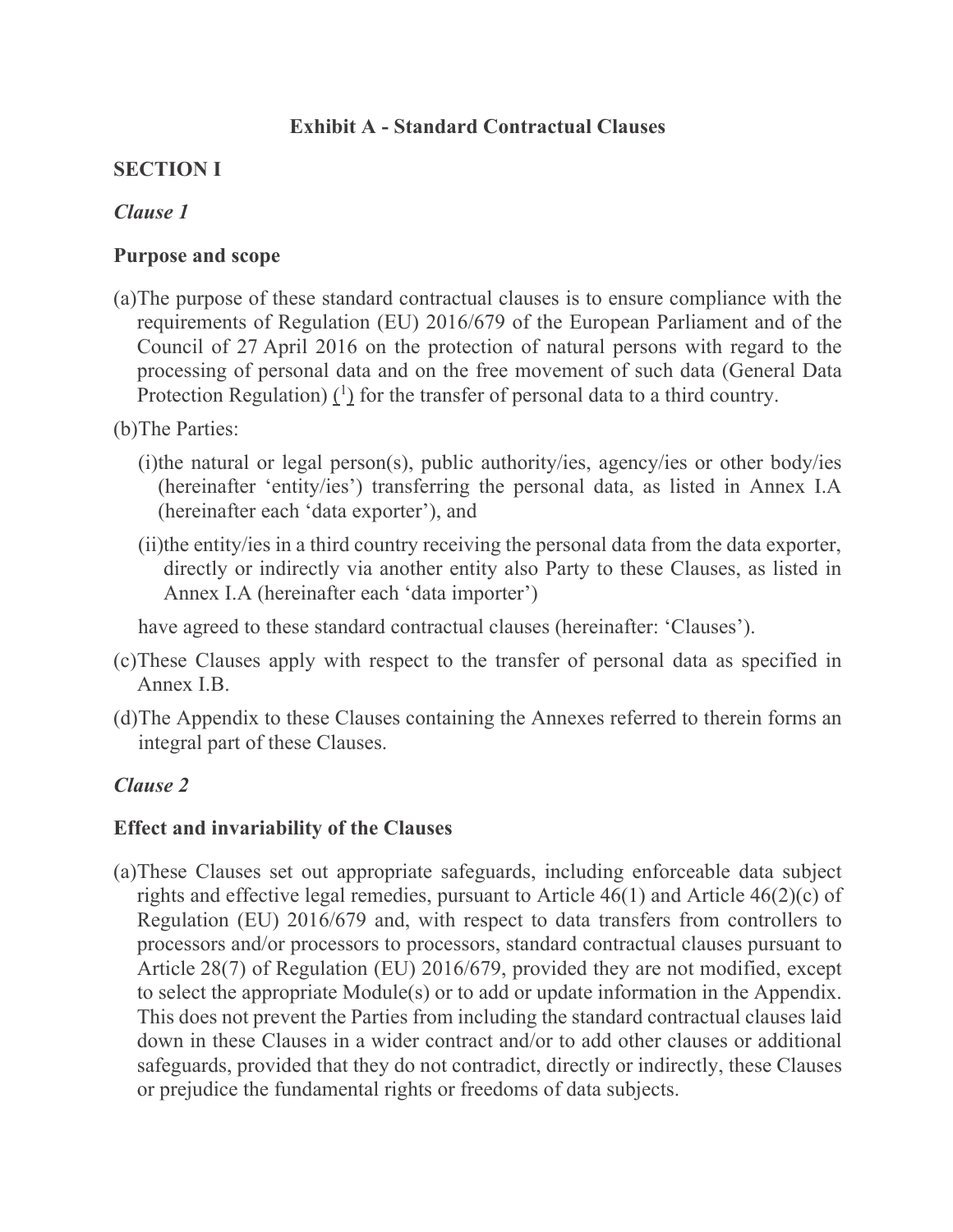# Exhibit A - Standard Contractual Clauses

## SECTION I

### *Clause 1*

### Purpose and scope

(a) The purpose of these standard contractual clauses is to ensure compliance with the requirements of Regulation (EU) 2016/679 of the European Parliament and of the Council of 27 April 2016 on the protection of natural persons with regard to the processing of personal data and on the free movement of such data (General Data Protection Regulation) ([1]) for the transfer of personal data to a third country.

(b) The Parties:

   (i) the natural or legal person(s), public authority/ies, agency/ies or other body/ies (hereinafter 'entity/ies') transferring the personal data, as listed in Annex I.A (hereinafter each 'data exporter'), and

   (ii) the entity/ies in a third country receiving the personal data from the data exporter, directly or indirectly via another entity also Party to these Clauses, as listed in Annex I.A (hereinafter each 'data importer')

   have agreed to these standard contractual clauses (hereinafter: 'Clauses').

(c) These Clauses apply with respect to the transfer of personal data as specified in Annex I.B.

(d) The Appendix to these Clauses containing the Annexes referred to therein forms an integral part of these Clauses.

### *Clause 2*

### Effect and invariability of the Clauses

(a) These Clauses set out appropriate safeguards, including enforceable data subject rights and effective legal remedies, pursuant to Article 46(1) and Article 46(2)(c) of Regulation (EU) 2016/679 and, with respect to data transfers from controllers to processors and/or processors to processors, standard contractual clauses pursuant to Article 28(7) of Regulation (EU) 2016/679, provided they are not modified, except to select the appropriate Module(s) or to add or update information in the Appendix. This does not prevent the Parties from including the standard contractual clauses laid down in these Clauses in a wider contract and/or to add other clauses or additional safeguards, provided that they do not contradict, directly or indirectly, these Clauses or prejudice the fundamental rights or freedoms of data subjects.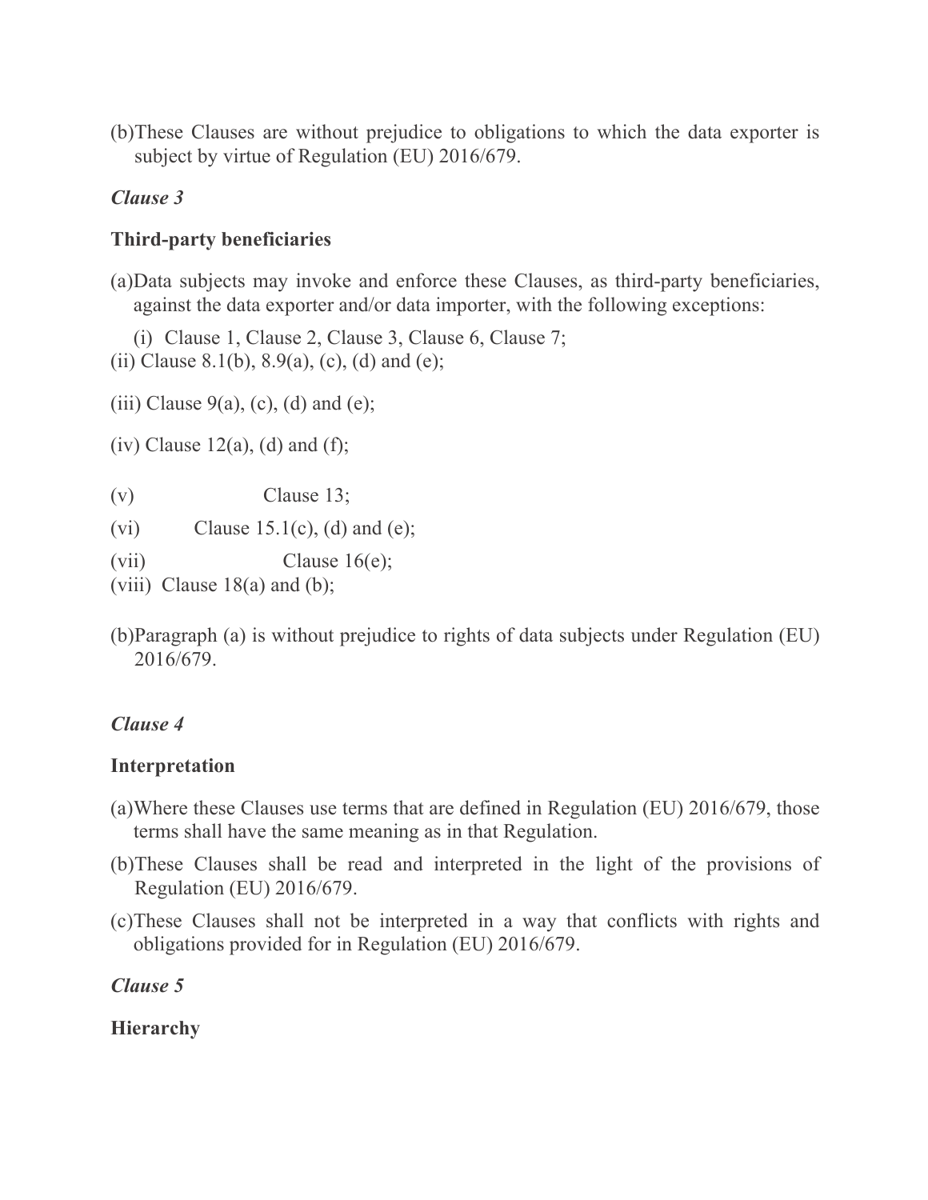(b) These Clauses are without prejudice to obligations to which the data exporter is subject by virtue of Regulation (EU) 2016/679.

*Clause 3*

**Third-party beneficiaries**

(a) Data subjects may invoke and enforce these Clauses, as third-party beneficiaries, against the data exporter and/or data importer, with the following exceptions:

(i) Clause 1, Clause 2, Clause 3, Clause 6, Clause 7;

(ii) Clause 8.1(b), 8.9(a), (c), (d) and (e);

(iii) Clause 9(a), (c), (d) and (e);

(iv) Clause 12(a), (d) and (f);

(v) Clause 13;

(vi) Clause 15.1(c), (d) and (e);

(vii) Clause 16(e);

(viii) Clause 18(a) and (b);

(b) Paragraph (a) is without prejudice to rights of data subjects under Regulation (EU) 2016/679.

*Clause 4*

**Interpretation**

(a) Where these Clauses use terms that are defined in Regulation (EU) 2016/679, those terms shall have the same meaning as in that Regulation.

(b) These Clauses shall be read and interpreted in the light of the provisions of Regulation (EU) 2016/679.

(c) These Clauses shall not be interpreted in a way that conflicts with rights and obligations provided for in Regulation (EU) 2016/679.

*Clause 5*

**Hierarchy**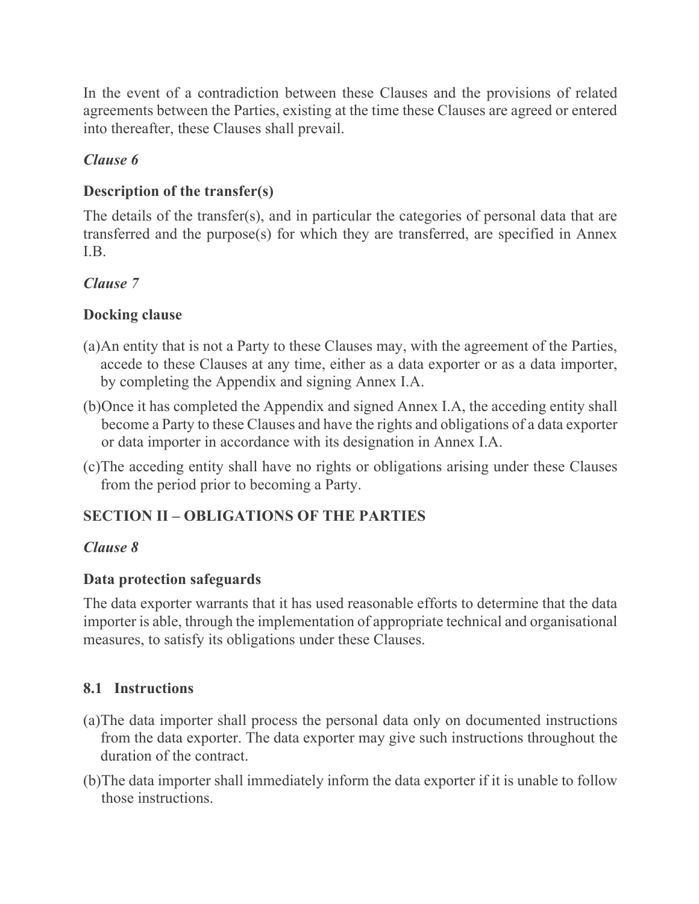In the event of a contradiction between these Clauses and the provisions of related agreements between the Parties, existing at the time these Clauses are agreed or entered into thereafter, these Clauses shall prevail.

*Clause 6*

**Description of the transfer(s)**

The details of the transfer(s), and in particular the categories of personal data that are transferred and the purpose(s) for which they are transferred, are specified in Annex I.B.

*Clause 7*

**Docking clause**

(a) An entity that is not a Party to these Clauses may, with the agreement of the Parties, accede to these Clauses at any time, either as a data exporter or as a data importer, by completing the Appendix and signing Annex I.A.

(b) Once it has completed the Appendix and signed Annex I.A, the acceding entity shall become a Party to these Clauses and have the rights and obligations of a data exporter or data importer in accordance with its designation in Annex I.A.

(c) The acceding entity shall have no rights or obligations arising under these Clauses from the period prior to becoming a Party.

## SECTION II – OBLIGATIONS OF THE PARTIES

*Clause 8*

**Data protection safeguards**

The data exporter warrants that it has used reasonable efforts to determine that the data importer is able, through the implementation of appropriate technical and organisational measures, to satisfy its obligations under these Clauses.

### 8.1 Instructions

(a) The data importer shall process the personal data only on documented instructions from the data exporter. The data exporter may give such instructions throughout the duration of the contract.

(b) The data importer shall immediately inform the data exporter if it is unable to follow those instructions.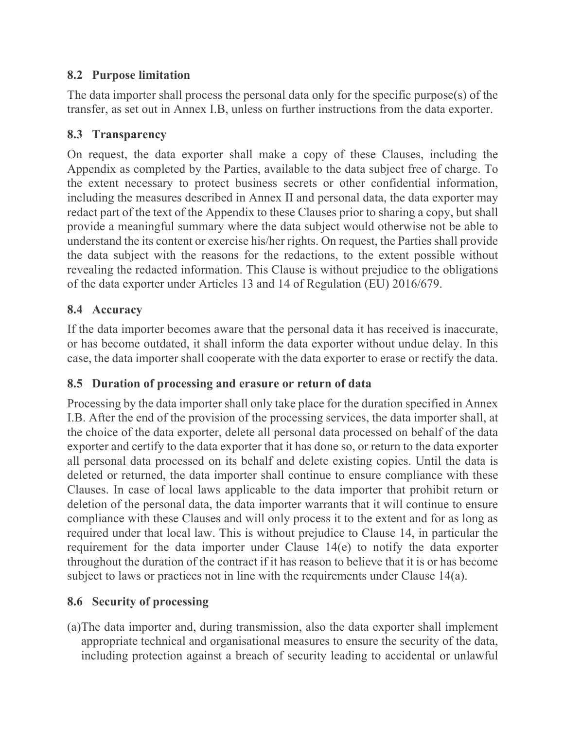### 8.2 Purpose limitation

The data importer shall process the personal data only for the specific purpose(s) of the transfer, as set out in Annex I.B, unless on further instructions from the data exporter.

### 8.3 Transparency

On request, the data exporter shall make a copy of these Clauses, including the Appendix as completed by the Parties, available to the data subject free of charge. To the extent necessary to protect business secrets or other confidential information, including the measures described in Annex II and personal data, the data exporter may redact part of the text of the Appendix to these Clauses prior to sharing a copy, but shall provide a meaningful summary where the data subject would otherwise not be able to understand the its content or exercise his/her rights. On request, the Parties shall provide the data subject with the reasons for the redactions, to the extent possible without revealing the redacted information. This Clause is without prejudice to the obligations of the data exporter under Articles 13 and 14 of Regulation (EU) 2016/679.

### 8.4 Accuracy

If the data importer becomes aware that the personal data it has received is inaccurate, or has become outdated, it shall inform the data exporter without undue delay. In this case, the data importer shall cooperate with the data exporter to erase or rectify the data.

### 8.5 Duration of processing and erasure or return of data

Processing by the data importer shall only take place for the duration specified in Annex I.B. After the end of the provision of the processing services, the data importer shall, at the choice of the data exporter, delete all personal data processed on behalf of the data exporter and certify to the data exporter that it has done so, or return to the data exporter all personal data processed on its behalf and delete existing copies. Until the data is deleted or returned, the data importer shall continue to ensure compliance with these Clauses. In case of local laws applicable to the data importer that prohibit return or deletion of the personal data, the data importer warrants that it will continue to ensure compliance with these Clauses and will only process it to the extent and for as long as required under that local law. This is without prejudice to Clause 14, in particular the requirement for the data importer under Clause 14(e) to notify the data exporter throughout the duration of the contract if it has reason to believe that it is or has become subject to laws or practices not in line with the requirements under Clause 14(a).

### 8.6 Security of processing

(a) The data importer and, during transmission, also the data exporter shall implement appropriate technical and organisational measures to ensure the security of the data, including protection against a breach of security leading to accidental or unlawful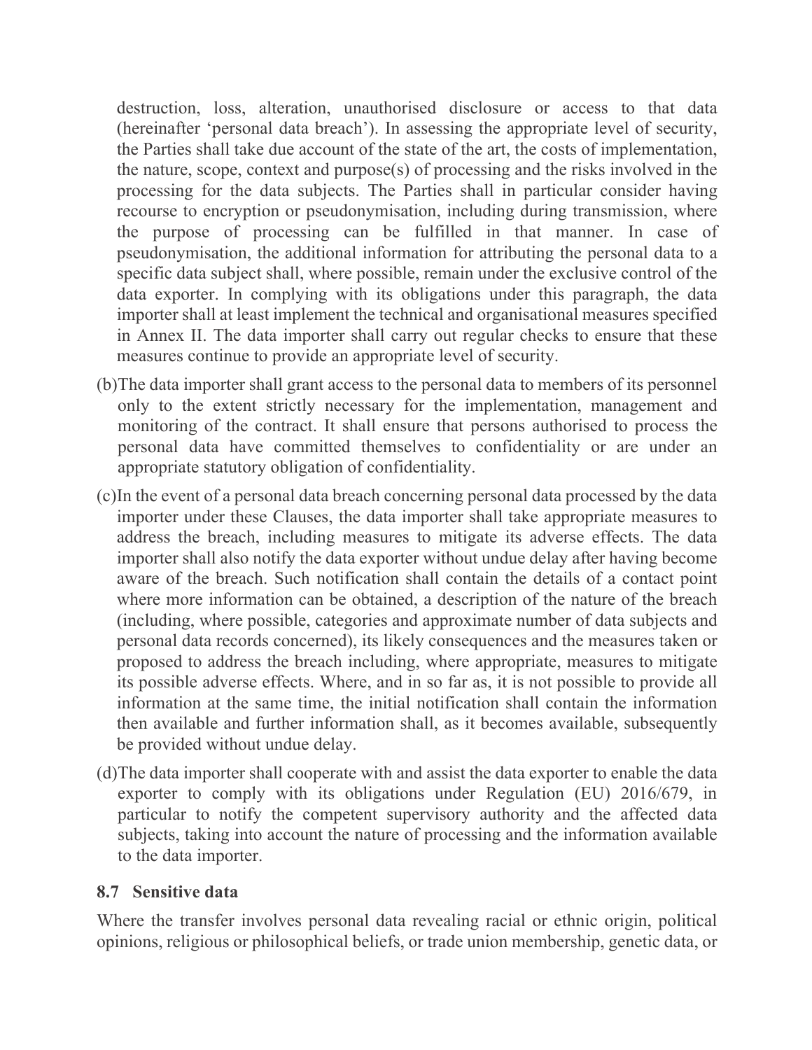destruction, loss, alteration, unauthorised disclosure or access to that data (hereinafter 'personal data breach'). In assessing the appropriate level of security, the Parties shall take due account of the state of the art, the costs of implementation, the nature, scope, context and purpose(s) of processing and the risks involved in the processing for the data subjects. The Parties shall in particular consider having recourse to encryption or pseudonymisation, including during transmission, where the purpose of processing can be fulfilled in that manner. In case of pseudonymisation, the additional information for attributing the personal data to a specific data subject shall, where possible, remain under the exclusive control of the data exporter. In complying with its obligations under this paragraph, the data importer shall at least implement the technical and organisational measures specified in Annex II. The data importer shall carry out regular checks to ensure that these measures continue to provide an appropriate level of security.

(b) The data importer shall grant access to the personal data to members of its personnel only to the extent strictly necessary for the implementation, management and monitoring of the contract. It shall ensure that persons authorised to process the personal data have committed themselves to confidentiality or are under an appropriate statutory obligation of confidentiality.

(c) In the event of a personal data breach concerning personal data processed by the data importer under these Clauses, the data importer shall take appropriate measures to address the breach, including measures to mitigate its adverse effects. The data importer shall also notify the data exporter without undue delay after having become aware of the breach. Such notification shall contain the details of a contact point where more information can be obtained, a description of the nature of the breach (including, where possible, categories and approximate number of data subjects and personal data records concerned), its likely consequences and the measures taken or proposed to address the breach including, where appropriate, measures to mitigate its possible adverse effects. Where, and in so far as, it is not possible to provide all information at the same time, the initial notification shall contain the information then available and further information shall, as it becomes available, subsequently be provided without undue delay.

(d) The data importer shall cooperate with and assist the data exporter to enable the data exporter to comply with its obligations under Regulation (EU) 2016/679, in particular to notify the competent supervisory authority and the affected data subjects, taking into account the nature of processing and the information available to the data importer.

### 8.7 Sensitive data

Where the transfer involves personal data revealing racial or ethnic origin, political opinions, religious or philosophical beliefs, or trade union membership, genetic data, or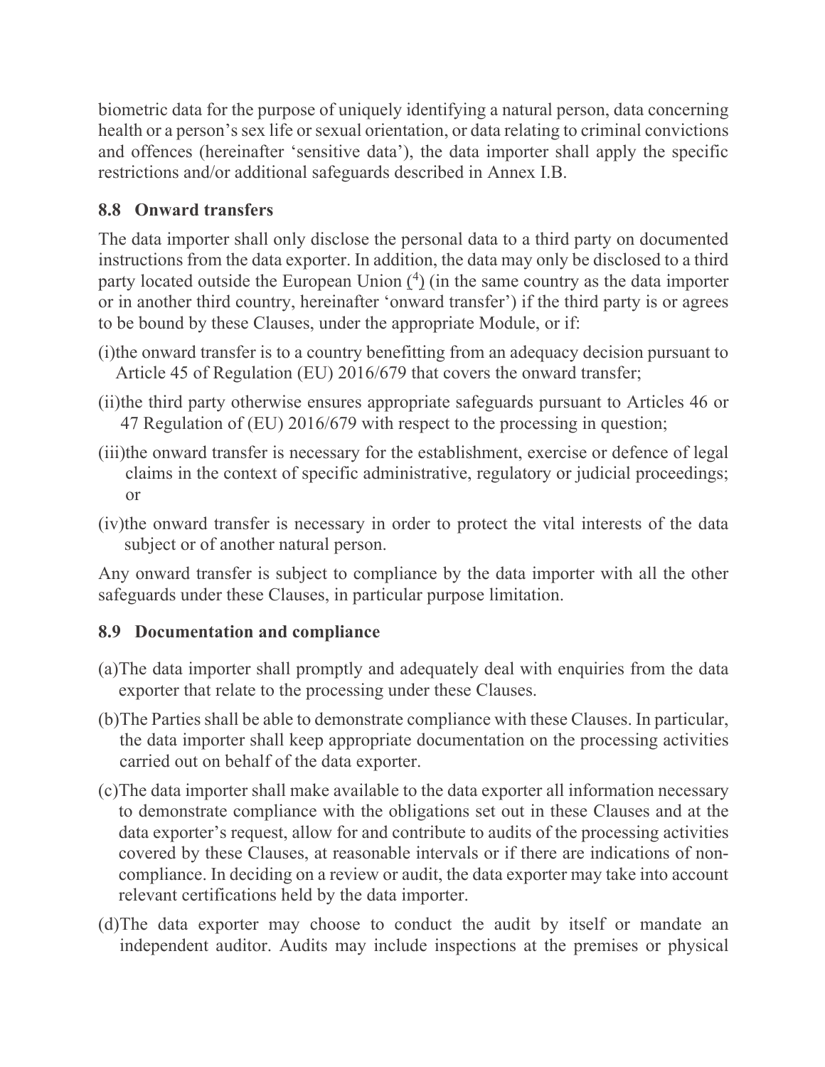biometric data for the purpose of uniquely identifying a natural person, data concerning health or a person's sex life or sexual orientation, or data relating to criminal convictions and offences (hereinafter 'sensitive data'), the data importer shall apply the specific restrictions and/or additional safeguards described in Annex I.B.

### 8.8 Onward transfers

The data importer shall only disclose the personal data to a third party on documented instructions from the data exporter. In addition, the data may only be disclosed to a third party located outside the European Union ([4]) (in the same country as the data importer or in another third country, hereinafter 'onward transfer') if the third party is or agrees to be bound by these Clauses, under the appropriate Module, or if:

(i)the onward transfer is to a country benefitting from an adequacy decision pursuant to Article 45 of Regulation (EU) 2016/679 that covers the onward transfer;

(ii)the third party otherwise ensures appropriate safeguards pursuant to Articles 46 or 47 Regulation of (EU) 2016/679 with respect to the processing in question;

(iii)the onward transfer is necessary for the establishment, exercise or defence of legal claims in the context of specific administrative, regulatory or judicial proceedings; or

(iv)the onward transfer is necessary in order to protect the vital interests of the data subject or of another natural person.

Any onward transfer is subject to compliance by the data importer with all the other safeguards under these Clauses, in particular purpose limitation.

### 8.9 Documentation and compliance

(a)The data importer shall promptly and adequately deal with enquiries from the data exporter that relate to the processing under these Clauses.

(b)The Parties shall be able to demonstrate compliance with these Clauses. In particular, the data importer shall keep appropriate documentation on the processing activities carried out on behalf of the data exporter.

(c)The data importer shall make available to the data exporter all information necessary to demonstrate compliance with the obligations set out in these Clauses and at the data exporter's request, allow for and contribute to audits of the processing activities covered by these Clauses, at reasonable intervals or if there are indications of non-compliance. In deciding on a review or audit, the data exporter may take into account relevant certifications held by the data importer.

(d)The data exporter may choose to conduct the audit by itself or mandate an independent auditor. Audits may include inspections at the premises or physical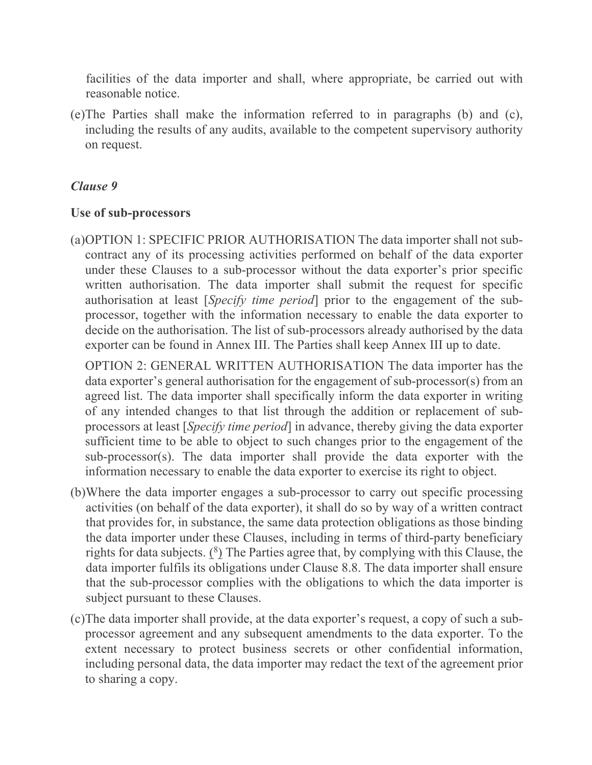facilities of the data importer and shall, where appropriate, be carried out with reasonable notice.

(e) The Parties shall make the information referred to in paragraphs (b) and (c), including the results of any audits, available to the competent supervisory authority on request.

### *Clause 9*

**Use of sub-processors**

(a) OPTION 1: SPECIFIC PRIOR AUTHORISATION The data importer shall not sub-contract any of its processing activities performed on behalf of the data exporter under these Clauses to a sub-processor without the data exporter's prior specific written authorisation. The data importer shall submit the request for specific authorisation at least [*Specify time period*] prior to the engagement of the sub-processor, together with the information necessary to enable the data exporter to decide on the authorisation. The list of sub-processors already authorised by the data exporter can be found in Annex III. The Parties shall keep Annex III up to date.

OPTION 2: GENERAL WRITTEN AUTHORISATION The data importer has the data exporter's general authorisation for the engagement of sub-processor(s) from an agreed list. The data importer shall specifically inform the data exporter in writing of any intended changes to that list through the addition or replacement of sub-processors at least [*Specify time period*] in advance, thereby giving the data exporter sufficient time to be able to object to such changes prior to the engagement of the sub-processor(s). The data importer shall provide the data exporter with the information necessary to enable the data exporter to exercise its right to object.

(b) Where the data importer engages a sub-processor to carry out specific processing activities (on behalf of the data exporter), it shall do so by way of a written contract that provides for, in substance, the same data protection obligations as those binding the data importer under these Clauses, including in terms of third-party beneficiary rights for data subjects. ([8]) The Parties agree that, by complying with this Clause, the data importer fulfils its obligations under Clause 8.8. The data importer shall ensure that the sub-processor complies with the obligations to which the data importer is subject pursuant to these Clauses.

(c) The data importer shall provide, at the data exporter's request, a copy of such a sub-processor agreement and any subsequent amendments to the data exporter. To the extent necessary to protect business secrets or other confidential information, including personal data, the data importer may redact the text of the agreement prior to sharing a copy.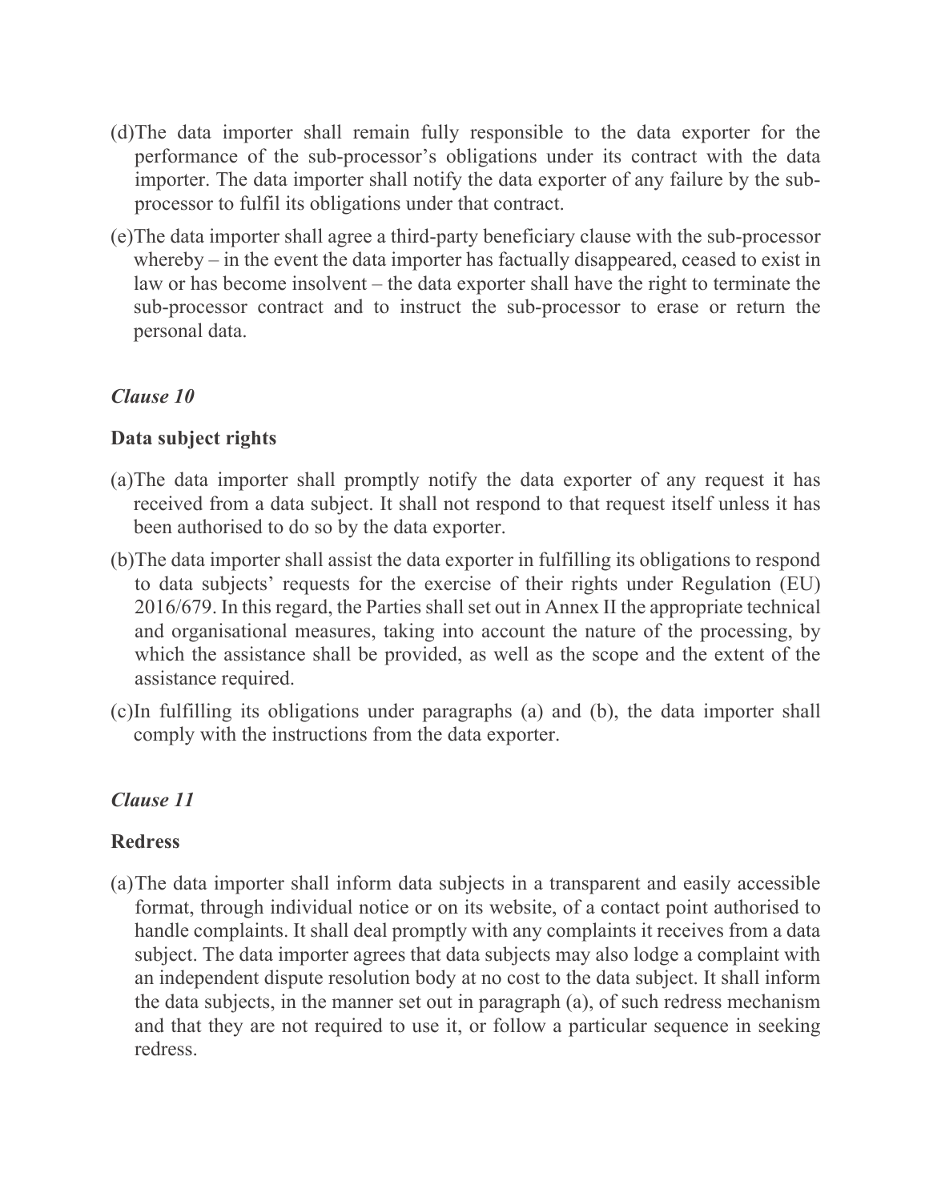(d) The data importer shall remain fully responsible to the data exporter for the performance of the sub-processor's obligations under its contract with the data importer. The data importer shall notify the data exporter of any failure by the sub-processor to fulfil its obligations under that contract.

(e) The data importer shall agree a third-party beneficiary clause with the sub-processor whereby – in the event the data importer has factually disappeared, ceased to exist in law or has become insolvent – the data exporter shall have the right to terminate the sub-processor contract and to instruct the sub-processor to erase or return the personal data.

### *Clause 10*

### Data subject rights

(a) The data importer shall promptly notify the data exporter of any request it has received from a data subject. It shall not respond to that request itself unless it has been authorised to do so by the data exporter.

(b) The data importer shall assist the data exporter in fulfilling its obligations to respond to data subjects' requests for the exercise of their rights under Regulation (EU) 2016/679. In this regard, the Parties shall set out in Annex II the appropriate technical and organisational measures, taking into account the nature of the processing, by which the assistance shall be provided, as well as the scope and the extent of the assistance required.

(c) In fulfilling its obligations under paragraphs (a) and (b), the data importer shall comply with the instructions from the data exporter.

### *Clause 11*

### Redress

(a) The data importer shall inform data subjects in a transparent and easily accessible format, through individual notice or on its website, of a contact point authorised to handle complaints. It shall deal promptly with any complaints it receives from a data subject. The data importer agrees that data subjects may also lodge a complaint with an independent dispute resolution body at no cost to the data subject. It shall inform the data subjects, in the manner set out in paragraph (a), of such redress mechanism and that they are not required to use it, or follow a particular sequence in seeking redress.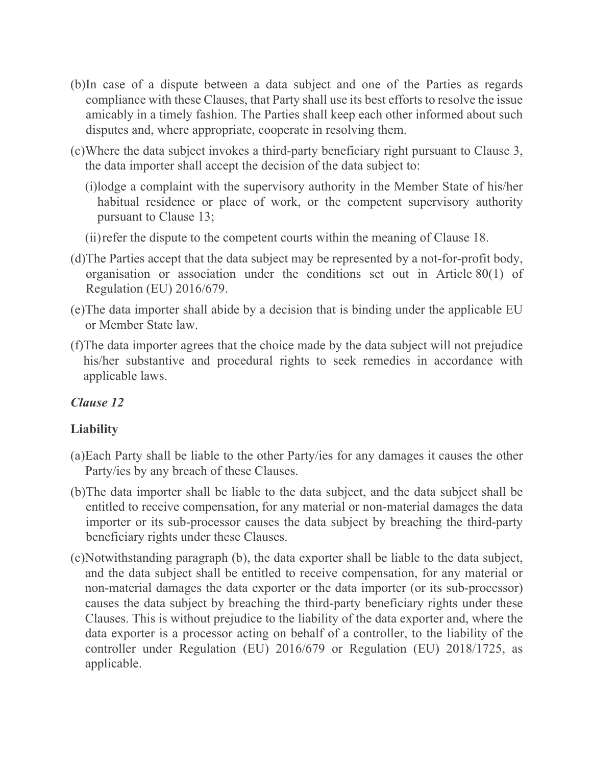(b) In case of a dispute between a data subject and one of the Parties as regards compliance with these Clauses, that Party shall use its best efforts to resolve the issue amicably in a timely fashion. The Parties shall keep each other informed about such disputes and, where appropriate, cooperate in resolving them.

(c) Where the data subject invokes a third-party beneficiary right pursuant to Clause 3, the data importer shall accept the decision of the data subject to:

   (i) lodge a complaint with the supervisory authority in the Member State of his/her habitual residence or place of work, or the competent supervisory authority pursuant to Clause 13;

   (ii) refer the dispute to the competent courts within the meaning of Clause 18.

(d) The Parties accept that the data subject may be represented by a not-for-profit body, organisation or association under the conditions set out in Article 80(1) of Regulation (EU) 2016/679.

(e) The data importer shall abide by a decision that is binding under the applicable EU or Member State law.

(f) The data importer agrees that the choice made by the data subject will not prejudice his/her substantive and procedural rights to seek remedies in accordance with applicable laws.

***Clause 12***

**Liability**

(a) Each Party shall be liable to the other Party/ies for any damages it causes the other Party/ies by any breach of these Clauses.

(b) The data importer shall be liable to the data subject, and the data subject shall be entitled to receive compensation, for any material or non-material damages the data importer or its sub-processor causes the data subject by breaching the third-party beneficiary rights under these Clauses.

(c) Notwithstanding paragraph (b), the data exporter shall be liable to the data subject, and the data subject shall be entitled to receive compensation, for any material or non-material damages the data exporter or the data importer (or its sub-processor) causes the data subject by breaching the third-party beneficiary rights under these Clauses. This is without prejudice to the liability of the data exporter and, where the data exporter is a processor acting on behalf of a controller, to the liability of the controller under Regulation (EU) 2016/679 or Regulation (EU) 2018/1725, as applicable.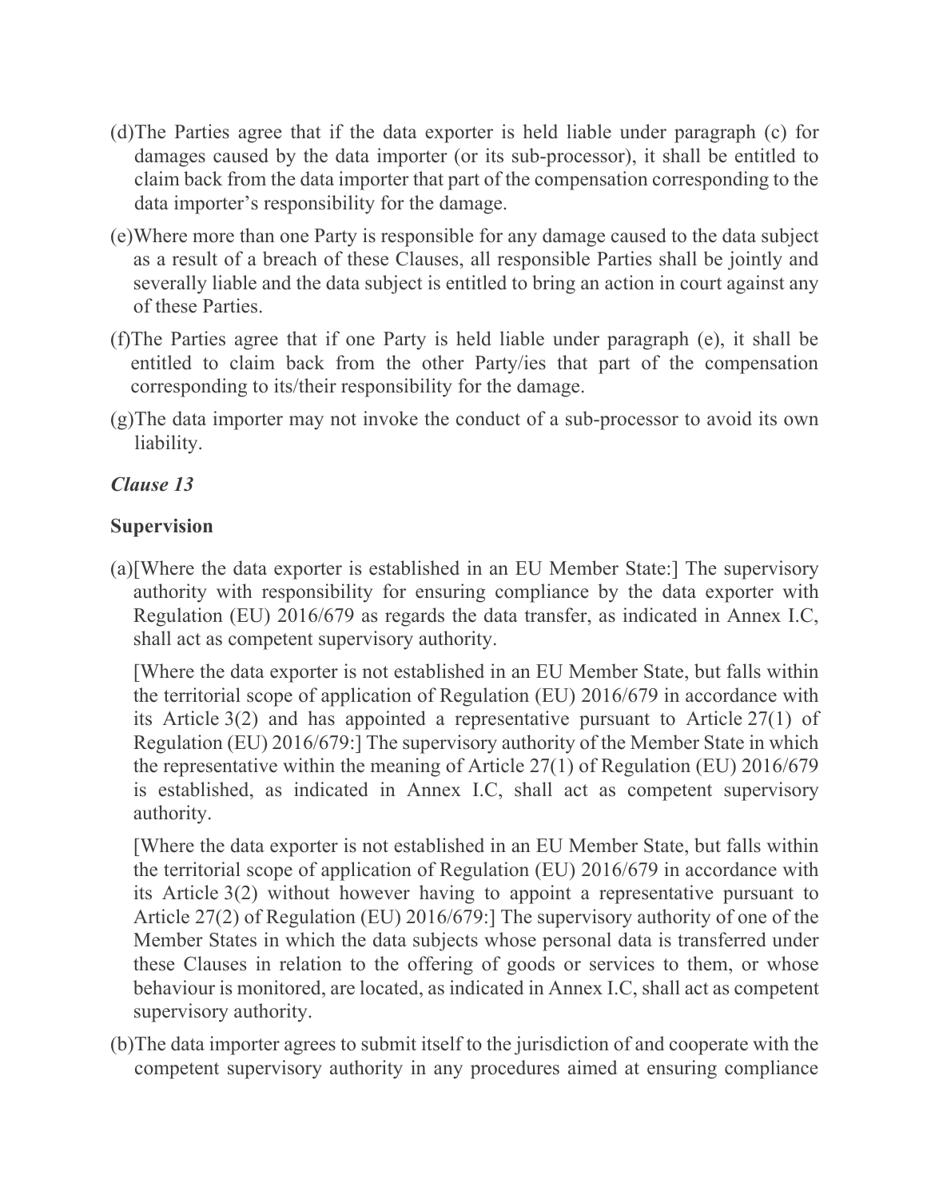(d) The Parties agree that if the data exporter is held liable under paragraph (c) for damages caused by the data importer (or its sub-processor), it shall be entitled to claim back from the data importer that part of the compensation corresponding to the data importer's responsibility for the damage.

(e) Where more than one Party is responsible for any damage caused to the data subject as a result of a breach of these Clauses, all responsible Parties shall be jointly and severally liable and the data subject is entitled to bring an action in court against any of these Parties.

(f) The Parties agree that if one Party is held liable under paragraph (e), it shall be entitled to claim back from the other Party/ies that part of the compensation corresponding to its/their responsibility for the damage.

(g) The data importer may not invoke the conduct of a sub-processor to avoid its own liability.

### *Clause 13*

### **Supervision**

(a) [Where the data exporter is established in an EU Member State:] The supervisory authority with responsibility for ensuring compliance by the data exporter with Regulation (EU) 2016/679 as regards the data transfer, as indicated in Annex I.C, shall act as competent supervisory authority.

[Where the data exporter is not established in an EU Member State, but falls within the territorial scope of application of Regulation (EU) 2016/679 in accordance with its Article 3(2) and has appointed a representative pursuant to Article 27(1) of Regulation (EU) 2016/679:] The supervisory authority of the Member State in which the representative within the meaning of Article 27(1) of Regulation (EU) 2016/679 is established, as indicated in Annex I.C, shall act as competent supervisory authority.

[Where the data exporter is not established in an EU Member State, but falls within the territorial scope of application of Regulation (EU) 2016/679 in accordance with its Article 3(2) without however having to appoint a representative pursuant to Article 27(2) of Regulation (EU) 2016/679:] The supervisory authority of one of the Member States in which the data subjects whose personal data is transferred under these Clauses in relation to the offering of goods or services to them, or whose behaviour is monitored, are located, as indicated in Annex I.C, shall act as competent supervisory authority.

(b) The data importer agrees to submit itself to the jurisdiction of and cooperate with the competent supervisory authority in any procedures aimed at ensuring compliance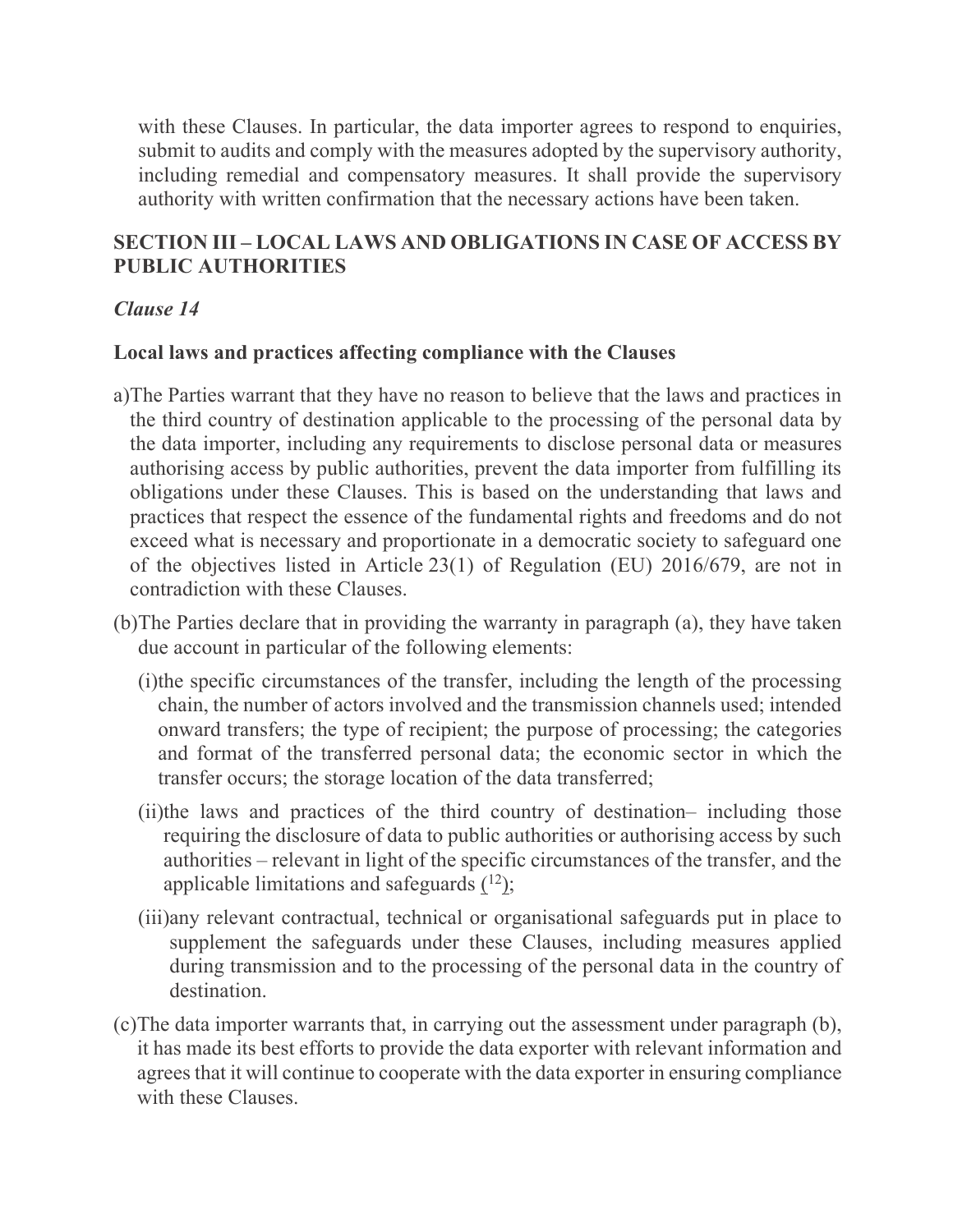with these Clauses. In particular, the data importer agrees to respond to enquiries, submit to audits and comply with the measures adopted by the supervisory authority, including remedial and compensatory measures. It shall provide the supervisory authority with written confirmation that the necessary actions have been taken.

## SECTION III – LOCAL LAWS AND OBLIGATIONS IN CASE OF ACCESS BY PUBLIC AUTHORITIES

### *Clause 14*

### Local laws and practices affecting compliance with the Clauses

a)The Parties warrant that they have no reason to believe that the laws and practices in the third country of destination applicable to the processing of the personal data by the data importer, including any requirements to disclose personal data or measures authorising access by public authorities, prevent the data importer from fulfilling its obligations under these Clauses. This is based on the understanding that laws and practices that respect the essence of the fundamental rights and freedoms and do not exceed what is necessary and proportionate in a democratic society to safeguard one of the objectives listed in Article 23(1) of Regulation (EU) 2016/679, are not in contradiction with these Clauses.

(b)The Parties declare that in providing the warranty in paragraph (a), they have taken due account in particular of the following elements:

(i)the specific circumstances of the transfer, including the length of the processing chain, the number of actors involved and the transmission channels used; intended onward transfers; the type of recipient; the purpose of processing; the categories and format of the transferred personal data; the economic sector in which the transfer occurs; the storage location of the data transferred;

(ii)the laws and practices of the third country of destination– including those requiring the disclosure of data to public authorities or authorising access by such authorities – relevant in light of the specific circumstances of the transfer, and the applicable limitations and safeguards ([12]);

(iii)any relevant contractual, technical or organisational safeguards put in place to supplement the safeguards under these Clauses, including measures applied during transmission and to the processing of the personal data in the country of destination.

(c)The data importer warrants that, in carrying out the assessment under paragraph (b), it has made its best efforts to provide the data exporter with relevant information and agrees that it will continue to cooperate with the data exporter in ensuring compliance with these Clauses.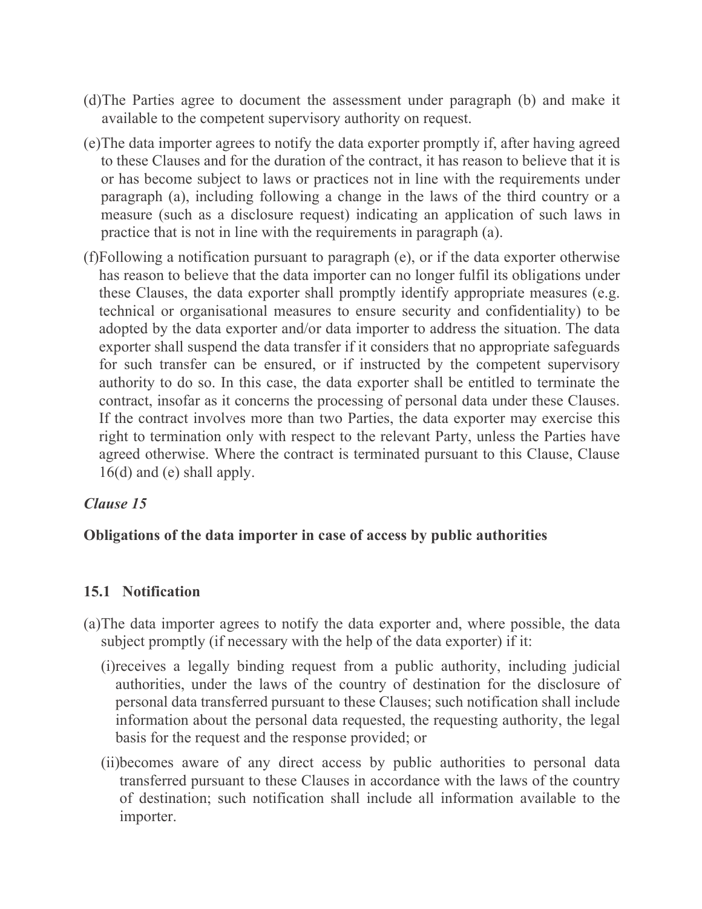(d)The Parties agree to document the assessment under paragraph (b) and make it available to the competent supervisory authority on request.

(e)The data importer agrees to notify the data exporter promptly if, after having agreed to these Clauses and for the duration of the contract, it has reason to believe that it is or has become subject to laws or practices not in line with the requirements under paragraph (a), including following a change in the laws of the third country or a measure (such as a disclosure request) indicating an application of such laws in practice that is not in line with the requirements in paragraph (a).

(f)Following a notification pursuant to paragraph (e), or if the data exporter otherwise has reason to believe that the data importer can no longer fulfil its obligations under these Clauses, the data exporter shall promptly identify appropriate measures (e.g. technical or organisational measures to ensure security and confidentiality) to be adopted by the data exporter and/or data importer to address the situation. The data exporter shall suspend the data transfer if it considers that no appropriate safeguards for such transfer can be ensured, or if instructed by the competent supervisory authority to do so. In this case, the data exporter shall be entitled to terminate the contract, insofar as it concerns the processing of personal data under these Clauses. If the contract involves more than two Parties, the data exporter may exercise this right to termination only with respect to the relevant Party, unless the Parties have agreed otherwise. Where the contract is terminated pursuant to this Clause, Clause 16(d) and (e) shall apply.

*Clause 15*

**Obligations of the data importer in case of access by public authorities**

**15.1 Notification**

(a)The data importer agrees to notify the data exporter and, where possible, the data subject promptly (if necessary with the help of the data exporter) if it:

(i)receives a legally binding request from a public authority, including judicial authorities, under the laws of the country of destination for the disclosure of personal data transferred pursuant to these Clauses; such notification shall include information about the personal data requested, the requesting authority, the legal basis for the request and the response provided; or

(ii)becomes aware of any direct access by public authorities to personal data transferred pursuant to these Clauses in accordance with the laws of the country of destination; such notification shall include all information available to the importer.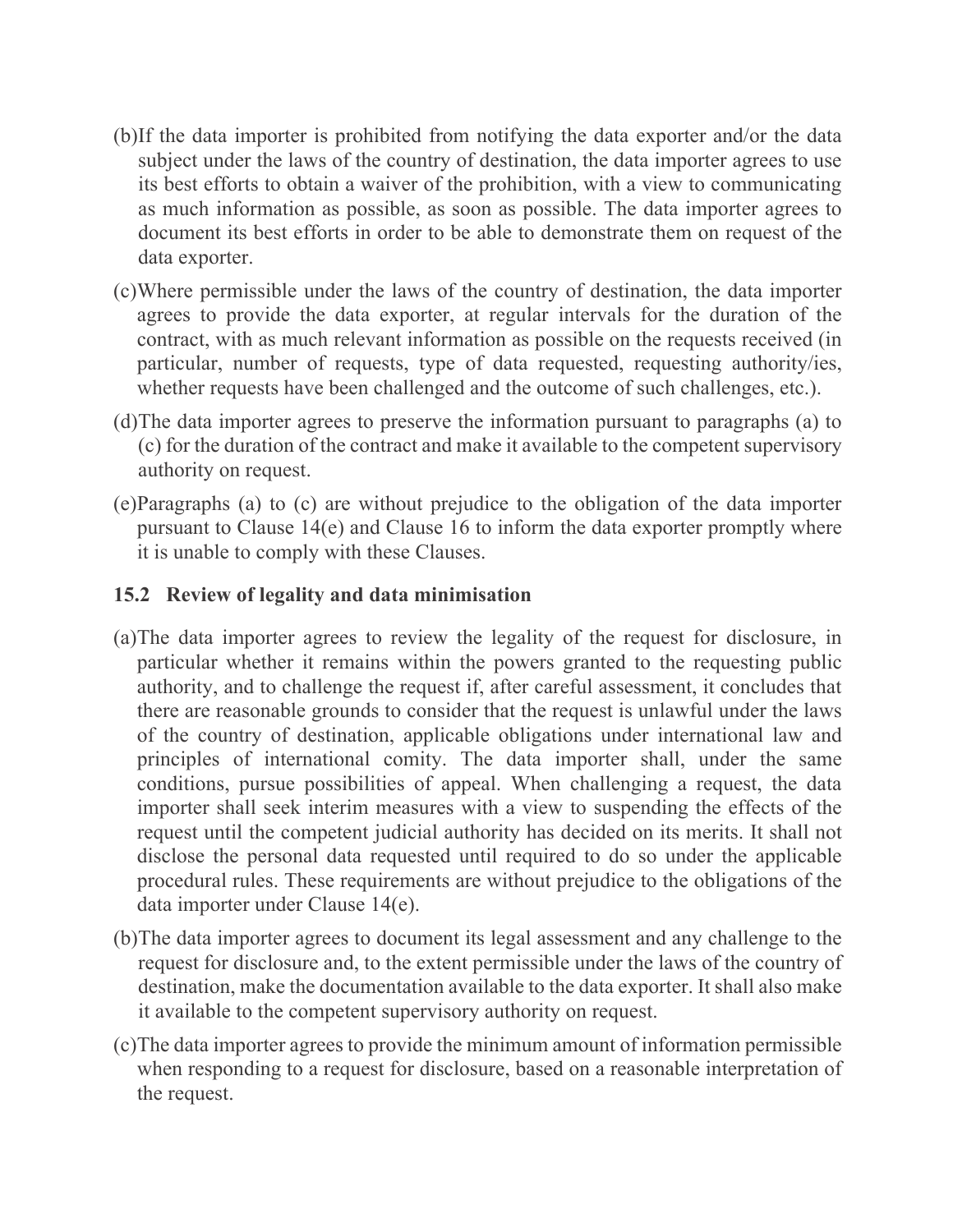(b) If the data importer is prohibited from notifying the data exporter and/or the data subject under the laws of the country of destination, the data importer agrees to use its best efforts to obtain a waiver of the prohibition, with a view to communicating as much information as possible, as soon as possible. The data importer agrees to document its best efforts in order to be able to demonstrate them on request of the data exporter.

(c) Where permissible under the laws of the country of destination, the data importer agrees to provide the data exporter, at regular intervals for the duration of the contract, with as much relevant information as possible on the requests received (in particular, number of requests, type of data requested, requesting authority/ies, whether requests have been challenged and the outcome of such challenges, etc.).

(d) The data importer agrees to preserve the information pursuant to paragraphs (a) to (c) for the duration of the contract and make it available to the competent supervisory authority on request.

(e) Paragraphs (a) to (c) are without prejudice to the obligation of the data importer pursuant to Clause 14(e) and Clause 16 to inform the data exporter promptly where it is unable to comply with these Clauses.

### 15.2 Review of legality and data minimisation

(a) The data importer agrees to review the legality of the request for disclosure, in particular whether it remains within the powers granted to the requesting public authority, and to challenge the request if, after careful assessment, it concludes that there are reasonable grounds to consider that the request is unlawful under the laws of the country of destination, applicable obligations under international law and principles of international comity. The data importer shall, under the same conditions, pursue possibilities of appeal. When challenging a request, the data importer shall seek interim measures with a view to suspending the effects of the request until the competent judicial authority has decided on its merits. It shall not disclose the personal data requested until required to do so under the applicable procedural rules. These requirements are without prejudice to the obligations of the data importer under Clause 14(e).

(b) The data importer agrees to document its legal assessment and any challenge to the request for disclosure and, to the extent permissible under the laws of the country of destination, make the documentation available to the data exporter. It shall also make it available to the competent supervisory authority on request.

(c) The data importer agrees to provide the minimum amount of information permissible when responding to a request for disclosure, based on a reasonable interpretation of the request.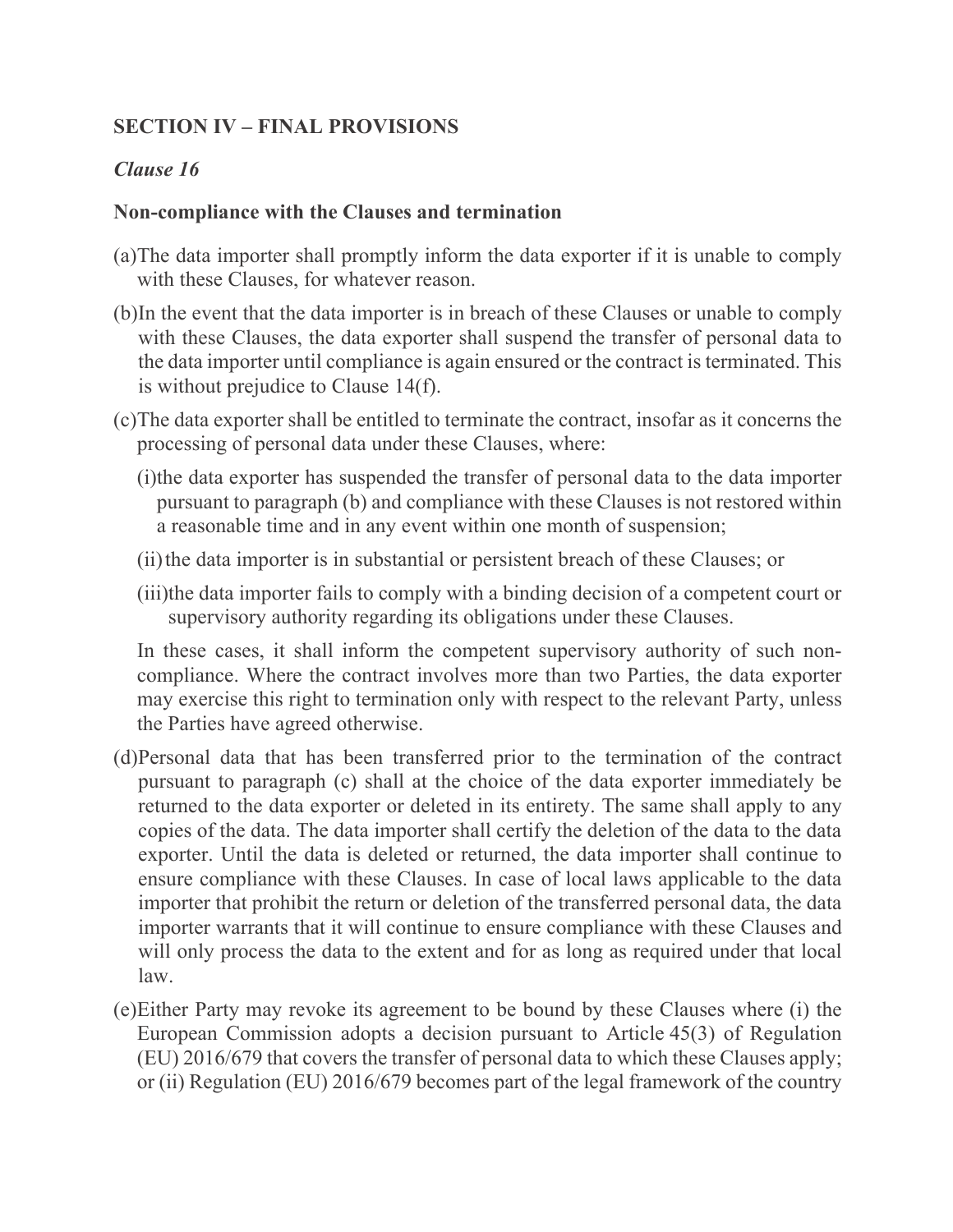**SECTION IV – FINAL PROVISIONS**

***Clause 16***

**Non-compliance with the Clauses and termination**

(a) The data importer shall promptly inform the data exporter if it is unable to comply with these Clauses, for whatever reason.

(b) In the event that the data importer is in breach of these Clauses or unable to comply with these Clauses, the data exporter shall suspend the transfer of personal data to the data importer until compliance is again ensured or the contract is terminated. This is without prejudice to Clause 14(f).

(c) The data exporter shall be entitled to terminate the contract, insofar as it concerns the processing of personal data under these Clauses, where:

   (i) the data exporter has suspended the transfer of personal data to the data importer pursuant to paragraph (b) and compliance with these Clauses is not restored within a reasonable time and in any event within one month of suspension;

   (ii) the data importer is in substantial or persistent breach of these Clauses; or

   (iii) the data importer fails to comply with a binding decision of a competent court or supervisory authority regarding its obligations under these Clauses.

   In these cases, it shall inform the competent supervisory authority of such non-compliance. Where the contract involves more than two Parties, the data exporter may exercise this right to termination only with respect to the relevant Party, unless the Parties have agreed otherwise.

(d) Personal data that has been transferred prior to the termination of the contract pursuant to paragraph (c) shall at the choice of the data exporter immediately be returned to the data exporter or deleted in its entirety. The same shall apply to any copies of the data. The data importer shall certify the deletion of the data to the data exporter. Until the data is deleted or returned, the data importer shall continue to ensure compliance with these Clauses. In case of local laws applicable to the data importer that prohibit the return or deletion of the transferred personal data, the data importer warrants that it will continue to ensure compliance with these Clauses and will only process the data to the extent and for as long as required under that local law.

(e) Either Party may revoke its agreement to be bound by these Clauses where (i) the European Commission adopts a decision pursuant to Article 45(3) of Regulation (EU) 2016/679 that covers the transfer of personal data to which these Clauses apply; or (ii) Regulation (EU) 2016/679 becomes part of the legal framework of the country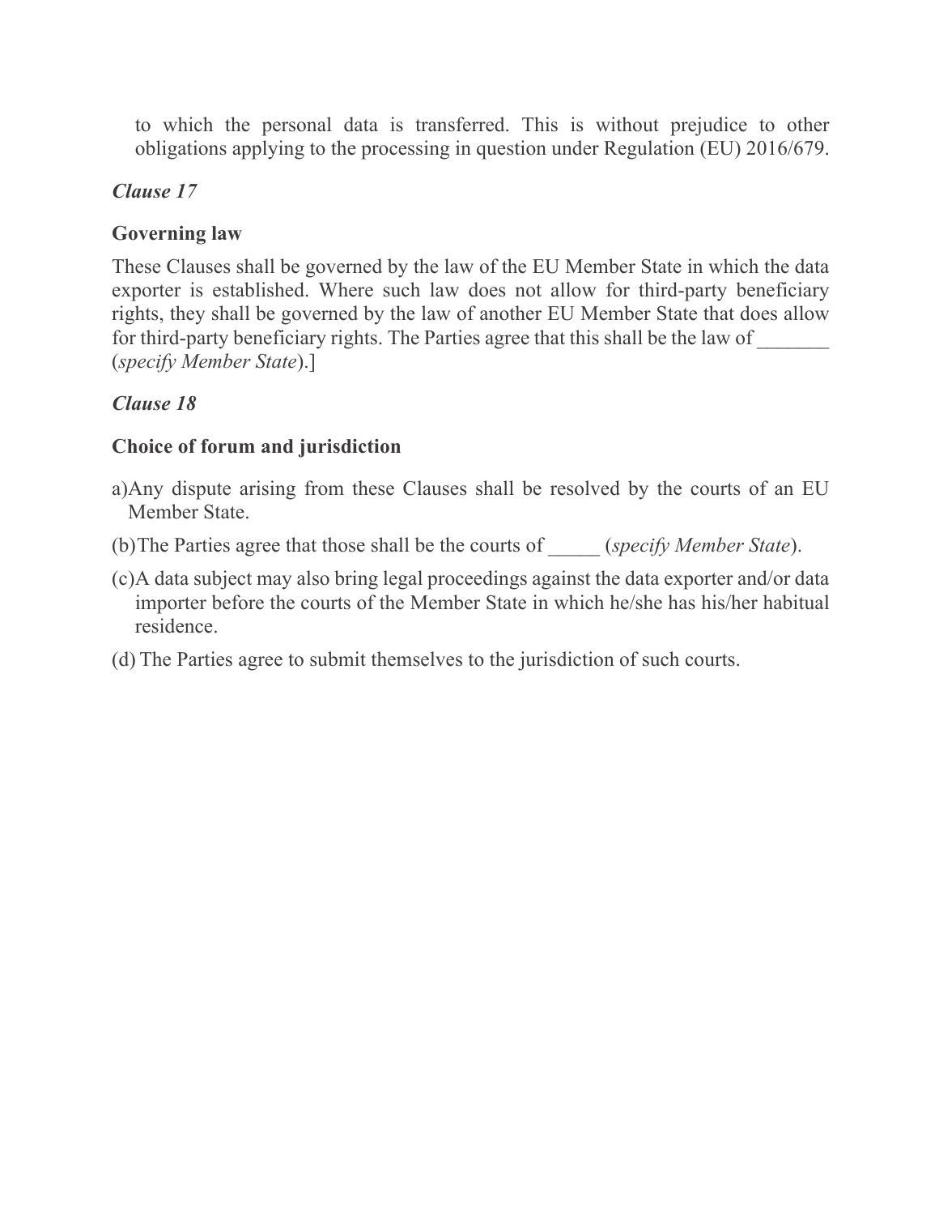to which the personal data is transferred. This is without prejudice to other obligations applying to the processing in question under Regulation (EU) 2016/679.

*Clause 17*

**Governing law**

These Clauses shall be governed by the law of the EU Member State in which the data exporter is established. Where such law does not allow for third-party beneficiary rights, they shall be governed by the law of another EU Member State that does allow for third-party beneficiary rights. The Parties agree that this shall be the law of _______ (*specify Member State*).]

*Clause 18*

**Choice of forum and jurisdiction**

a)Any dispute arising from these Clauses shall be resolved by the courts of an EU Member State.

(b)The Parties agree that those shall be the courts of _____ (*specify Member State*).

(c)A data subject may also bring legal proceedings against the data exporter and/or data importer before the courts of the Member State in which he/she has his/her habitual residence.

(d) The Parties agree to submit themselves to the jurisdiction of such courts.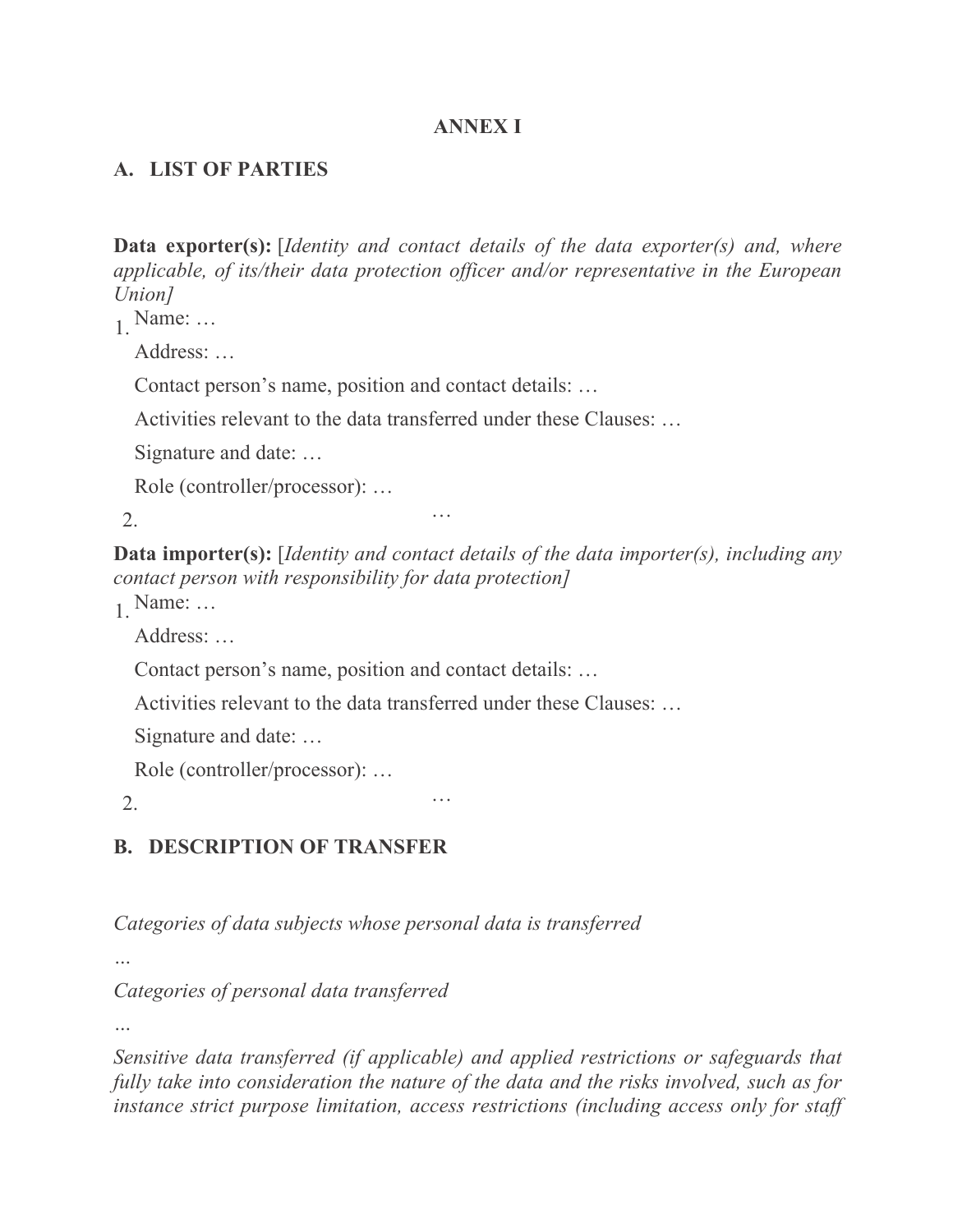# ANNEX I

## A. LIST OF PARTIES

**Data exporter(s):** [*Identity and contact details of the data exporter(s) and, where applicable, of its/their data protection officer and/or representative in the European Union]*

1. Name: …

   Address: …

   Contact person's name, position and contact details: …

   Activities relevant to the data transferred under these Clauses: …

   Signature and date: …

   Role (controller/processor): …

2. …

**Data importer(s):** [*Identity and contact details of the data importer(s), including any contact person with responsibility for data protection]*

1. Name: …

   Address: …

   Contact person's name, position and contact details: …

   Activities relevant to the data transferred under these Clauses: …

   Signature and date: …

   Role (controller/processor): …

2. …

## B. DESCRIPTION OF TRANSFER

*Categories of data subjects whose personal data is transferred*

*...*

*Categories of personal data transferred*

*...*

*Sensitive data transferred (if applicable) and applied restrictions or safeguards that fully take into consideration the nature of the data and the risks involved, such as for instance strict purpose limitation, access restrictions (including access only for staff*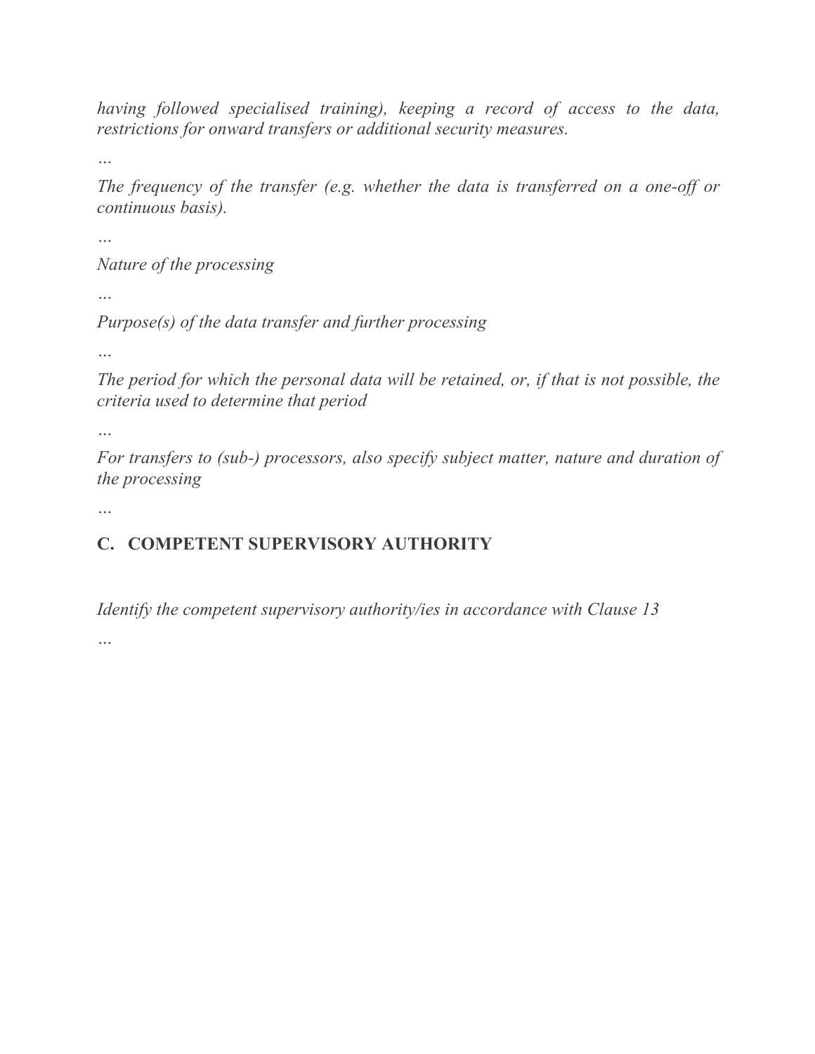*having followed specialised training), keeping a record of access to the data, restrictions for onward transfers or additional security measures.*

…

*The frequency of the transfer (e.g. whether the data is transferred on a one-off or continuous basis).*

…

*Nature of the processing*

…

*Purpose(s) of the data transfer and further processing*

…

*The period for which the personal data will be retained, or, if that is not possible, the criteria used to determine that period*

…

*For transfers to (sub-) processors, also specify subject matter, nature and duration of the processing*

…

## C. COMPETENT SUPERVISORY AUTHORITY

*Identify the competent supervisory authority/ies in accordance with Clause 13*

…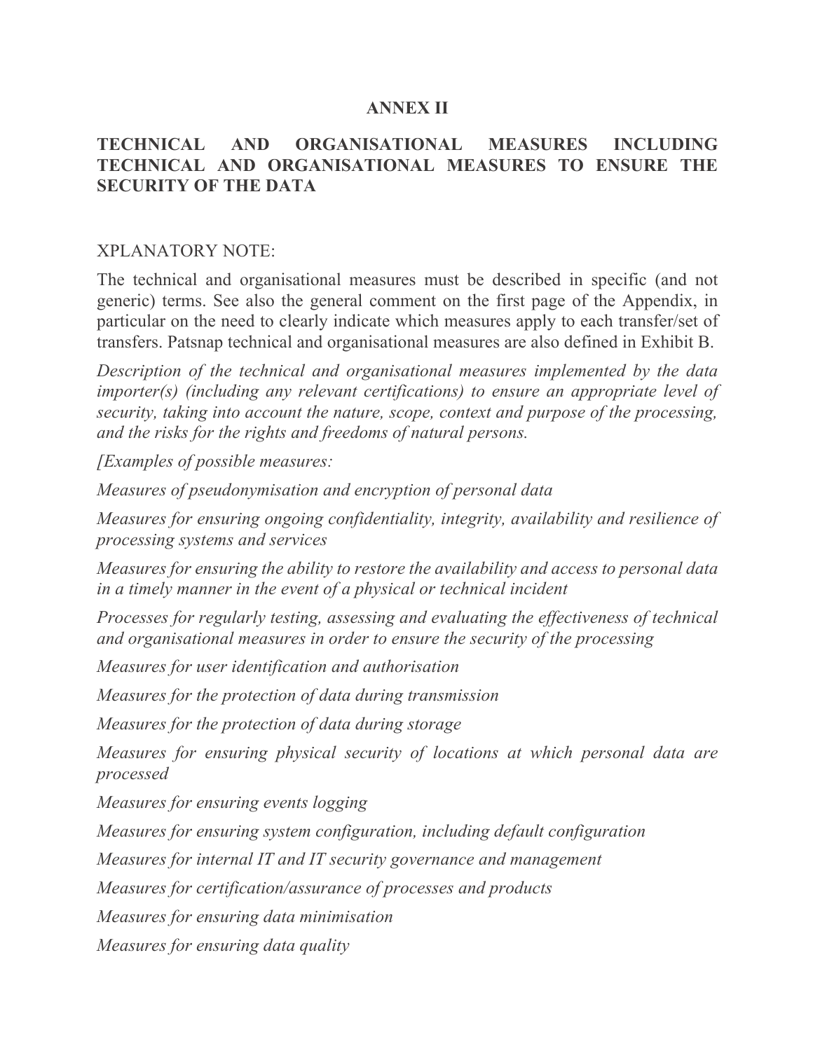**ANNEX II**

**TECHNICAL AND ORGANISATIONAL MEASURES INCLUDING TECHNICAL AND ORGANISATIONAL MEASURES TO ENSURE THE SECURITY OF THE DATA**

XPLANATORY NOTE:

The technical and organisational measures must be described in specific (and not generic) terms. See also the general comment on the first page of the Appendix, in particular on the need to clearly indicate which measures apply to each transfer/set of transfers. Patsnap technical and organisational measures are also defined in Exhibit B.

*Description of the technical and organisational measures implemented by the data importer(s) (including any relevant certifications) to ensure an appropriate level of security, taking into account the nature, scope, context and purpose of the processing, and the risks for the rights and freedoms of natural persons.*

*[Examples of possible measures:*

*Measures of pseudonymisation and encryption of personal data*

*Measures for ensuring ongoing confidentiality, integrity, availability and resilience of processing systems and services*

*Measures for ensuring the ability to restore the availability and access to personal data in a timely manner in the event of a physical or technical incident*

*Processes for regularly testing, assessing and evaluating the effectiveness of technical and organisational measures in order to ensure the security of the processing*

*Measures for user identification and authorisation*

*Measures for the protection of data during transmission*

*Measures for the protection of data during storage*

*Measures for ensuring physical security of locations at which personal data are processed*

*Measures for ensuring events logging*

*Measures for ensuring system configuration, including default configuration*

*Measures for internal IT and IT security governance and management*

*Measures for certification/assurance of processes and products*

*Measures for ensuring data minimisation*

*Measures for ensuring data quality*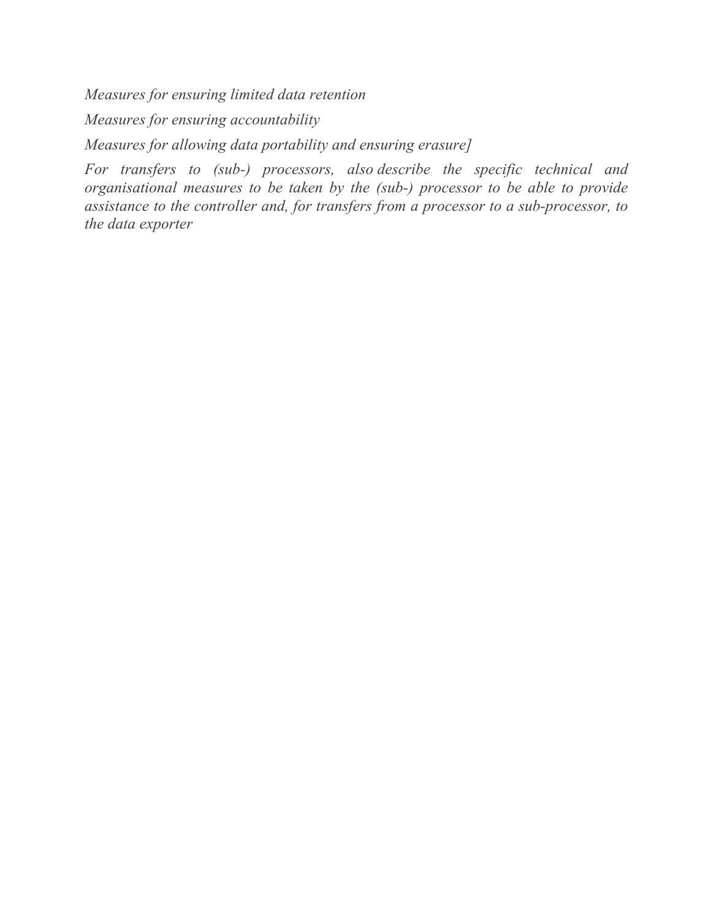*Measures for ensuring limited data retention*

*Measures for ensuring accountability*

*Measures for allowing data portability and ensuring erasure]*

*For transfers to (sub-) processors, also describe the specific technical and organisational measures to be taken by the (sub-) processor to be able to provide assistance to the controller and, for transfers from a processor to a sub-processor, to the data exporter*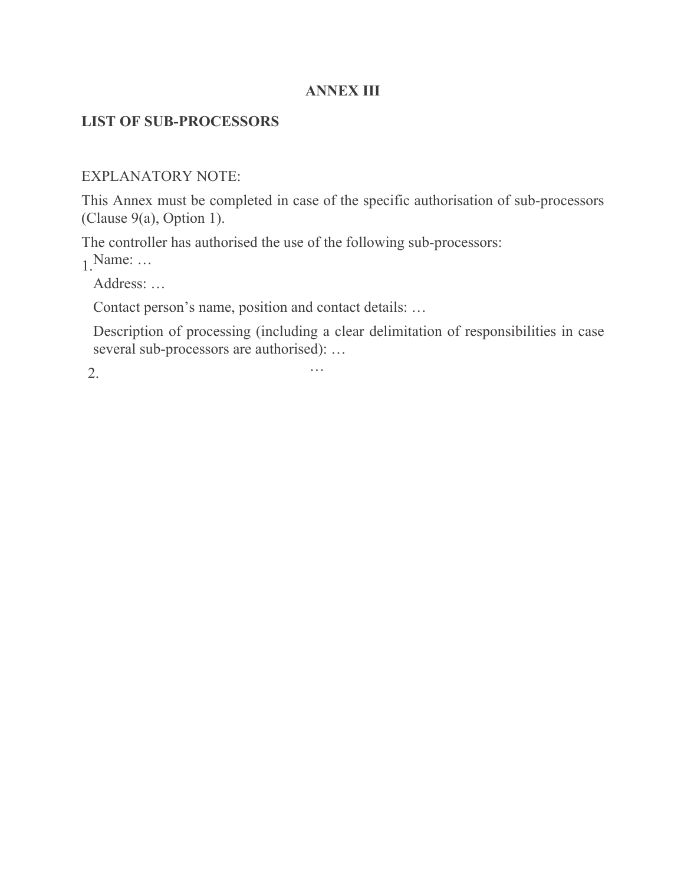# ANNEX III

## LIST OF SUB-PROCESSORS

EXPLANATORY NOTE:

This Annex must be completed in case of the specific authorisation of sub-processors (Clause 9(a), Option 1).

The controller has authorised the use of the following sub-processors:

1. Name: …

   Address: …

   Contact person's name, position and contact details: …

   Description of processing (including a clear delimitation of responsibilities in case several sub-processors are authorised): …

2. …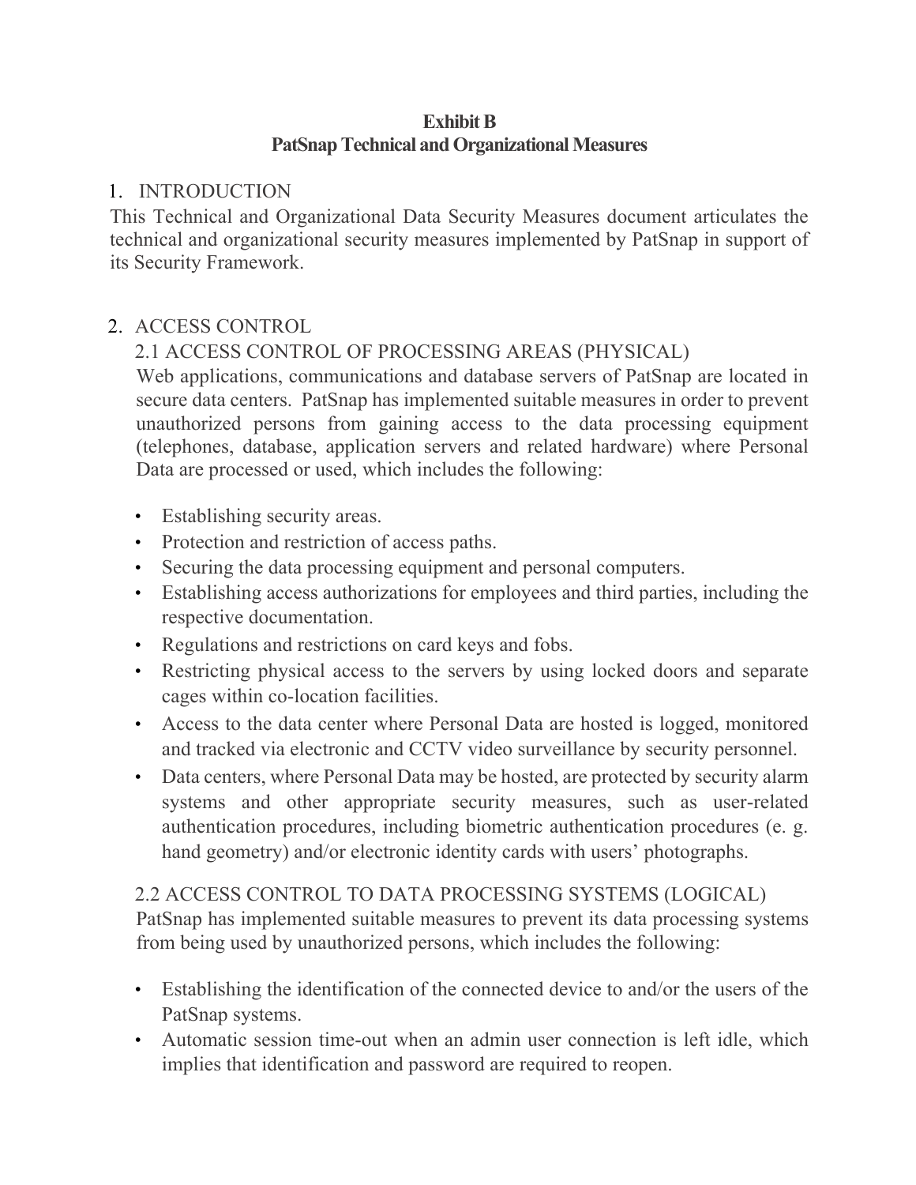**Exhibit B**
**PatSnap Technical and Organizational Measures**

## 1. INTRODUCTION

This Technical and Organizational Data Security Measures document articulates the technical and organizational security measures implemented by PatSnap in support of its Security Framework.

## 2. ACCESS CONTROL

### 2.1 ACCESS CONTROL OF PROCESSING AREAS (PHYSICAL)

Web applications, communications and database servers of PatSnap are located in secure data centers. PatSnap has implemented suitable measures in order to prevent unauthorized persons from gaining access to the data processing equipment (telephones, database, application servers and related hardware) where Personal Data are processed or used, which includes the following:

- Establishing security areas.
- Protection and restriction of access paths.
- Securing the data processing equipment and personal computers.
- Establishing access authorizations for employees and third parties, including the respective documentation.
- Regulations and restrictions on card keys and fobs.
- Restricting physical access to the servers by using locked doors and separate cages within co-location facilities.
- Access to the data center where Personal Data are hosted is logged, monitored and tracked via electronic and CCTV video surveillance by security personnel.
- Data centers, where Personal Data may be hosted, are protected by security alarm systems and other appropriate security measures, such as user-related authentication procedures, including biometric authentication procedures (e. g. hand geometry) and/or electronic identity cards with users' photographs.

### 2.2 ACCESS CONTROL TO DATA PROCESSING SYSTEMS (LOGICAL)

PatSnap has implemented suitable measures to prevent its data processing systems from being used by unauthorized persons, which includes the following:

- Establishing the identification of the connected device to and/or the users of the PatSnap systems.
- Automatic session time-out when an admin user connection is left idle, which implies that identification and password are required to reopen.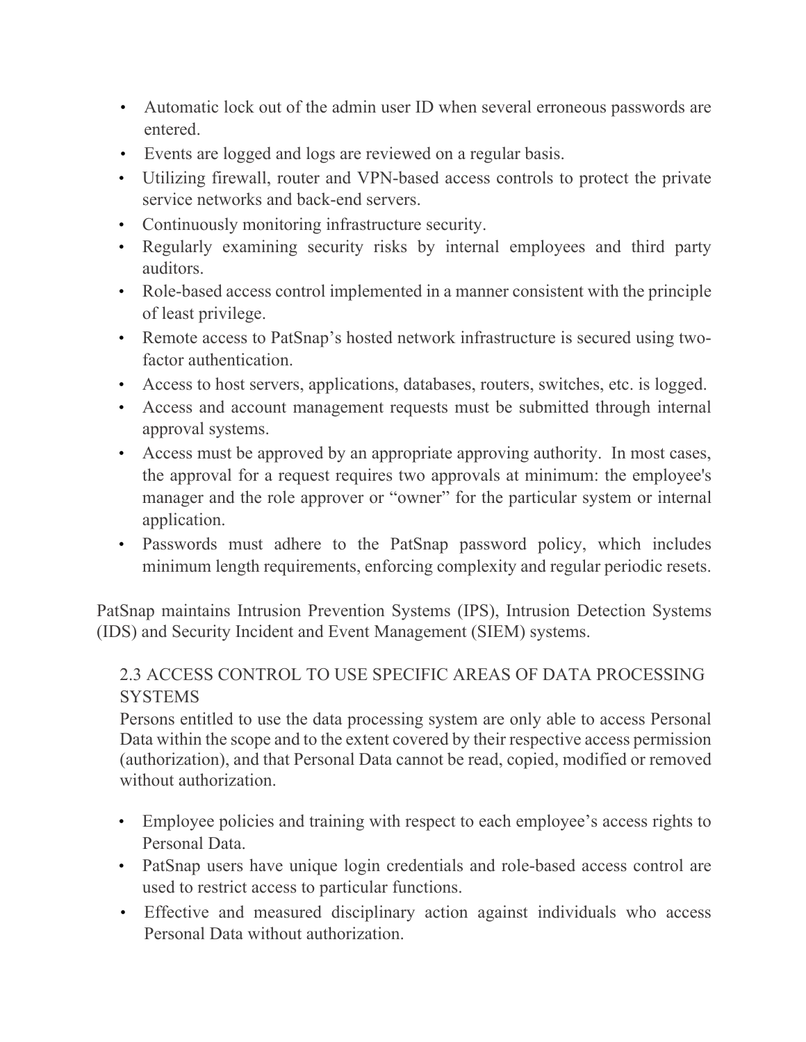- Automatic lock out of the admin user ID when several erroneous passwords are entered.
- Events are logged and logs are reviewed on a regular basis.
- Utilizing firewall, router and VPN-based access controls to protect the private service networks and back-end servers.
- Continuously monitoring infrastructure security.
- Regularly examining security risks by internal employees and third party auditors.
- Role-based access control implemented in a manner consistent with the principle of least privilege.
- Remote access to PatSnap's hosted network infrastructure is secured using two-factor authentication.
- Access to host servers, applications, databases, routers, switches, etc. is logged.
- Access and account management requests must be submitted through internal approval systems.
- Access must be approved by an appropriate approving authority. In most cases, the approval for a request requires two approvals at minimum: the employee's manager and the role approver or "owner" for the particular system or internal application.
- Passwords must adhere to the PatSnap password policy, which includes minimum length requirements, enforcing complexity and regular periodic resets.

PatSnap maintains Intrusion Prevention Systems (IPS), Intrusion Detection Systems (IDS) and Security Incident and Event Management (SIEM) systems.

### 2.3 ACCESS CONTROL TO USE SPECIFIC AREAS OF DATA PROCESSING SYSTEMS

Persons entitled to use the data processing system are only able to access Personal Data within the scope and to the extent covered by their respective access permission (authorization), and that Personal Data cannot be read, copied, modified or removed without authorization.

- Employee policies and training with respect to each employee's access rights to Personal Data.
- PatSnap users have unique login credentials and role-based access control are used to restrict access to particular functions.
- Effective and measured disciplinary action against individuals who access Personal Data without authorization.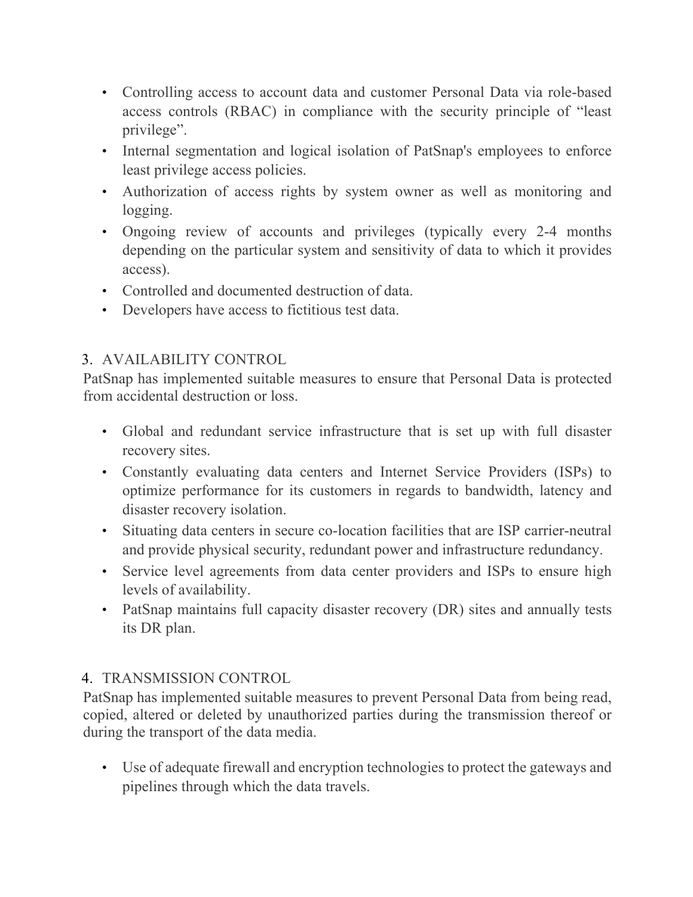- Controlling access to account data and customer Personal Data via role-based access controls (RBAC) in compliance with the security principle of "least privilege".
- Internal segmentation and logical isolation of PatSnap's employees to enforce least privilege access policies.
- Authorization of access rights by system owner as well as monitoring and logging.
- Ongoing review of accounts and privileges (typically every 2-4 months depending on the particular system and sensitivity of data to which it provides access).
- Controlled and documented destruction of data.
- Developers have access to fictitious test data.

3. AVAILABILITY CONTROL

PatSnap has implemented suitable measures to ensure that Personal Data is protected from accidental destruction or loss.

- Global and redundant service infrastructure that is set up with full disaster recovery sites.
- Constantly evaluating data centers and Internet Service Providers (ISPs) to optimize performance for its customers in regards to bandwidth, latency and disaster recovery isolation.
- Situating data centers in secure co-location facilities that are ISP carrier-neutral and provide physical security, redundant power and infrastructure redundancy.
- Service level agreements from data center providers and ISPs to ensure high levels of availability.
- PatSnap maintains full capacity disaster recovery (DR) sites and annually tests its DR plan.

4. TRANSMISSION CONTROL

PatSnap has implemented suitable measures to prevent Personal Data from being read, copied, altered or deleted by unauthorized parties during the transmission thereof or during the transport of the data media.

- Use of adequate firewall and encryption technologies to protect the gateways and pipelines through which the data travels.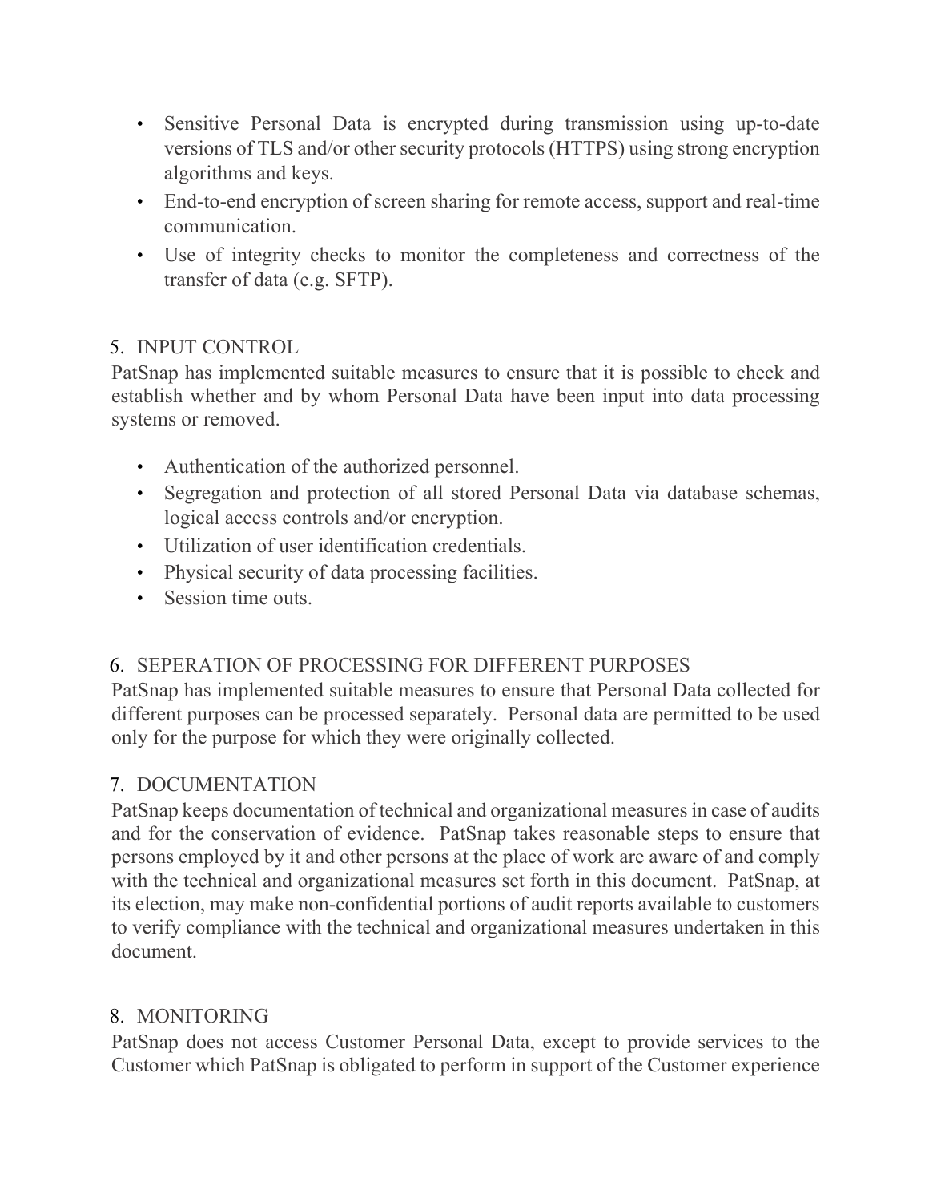- Sensitive Personal Data is encrypted during transmission using up-to-date versions of TLS and/or other security protocols (HTTPS) using strong encryption algorithms and keys.
- End-to-end encryption of screen sharing for remote access, support and real-time communication.
- Use of integrity checks to monitor the completeness and correctness of the transfer of data (e.g. SFTP).

## 5. INPUT CONTROL

PatSnap has implemented suitable measures to ensure that it is possible to check and establish whether and by whom Personal Data have been input into data processing systems or removed.

- Authentication of the authorized personnel.
- Segregation and protection of all stored Personal Data via database schemas, logical access controls and/or encryption.
- Utilization of user identification credentials.
- Physical security of data processing facilities.
- Session time outs.

## 6. SEPERATION OF PROCESSING FOR DIFFERENT PURPOSES

PatSnap has implemented suitable measures to ensure that Personal Data collected for different purposes can be processed separately. Personal data are permitted to be used only for the purpose for which they were originally collected.

## 7. DOCUMENTATION

PatSnap keeps documentation of technical and organizational measures in case of audits and for the conservation of evidence. PatSnap takes reasonable steps to ensure that persons employed by it and other persons at the place of work are aware of and comply with the technical and organizational measures set forth in this document. PatSnap, at its election, may make non-confidential portions of audit reports available to customers to verify compliance with the technical and organizational measures undertaken in this document.

## 8. MONITORING

PatSnap does not access Customer Personal Data, except to provide services to the Customer which PatSnap is obligated to perform in support of the Customer experience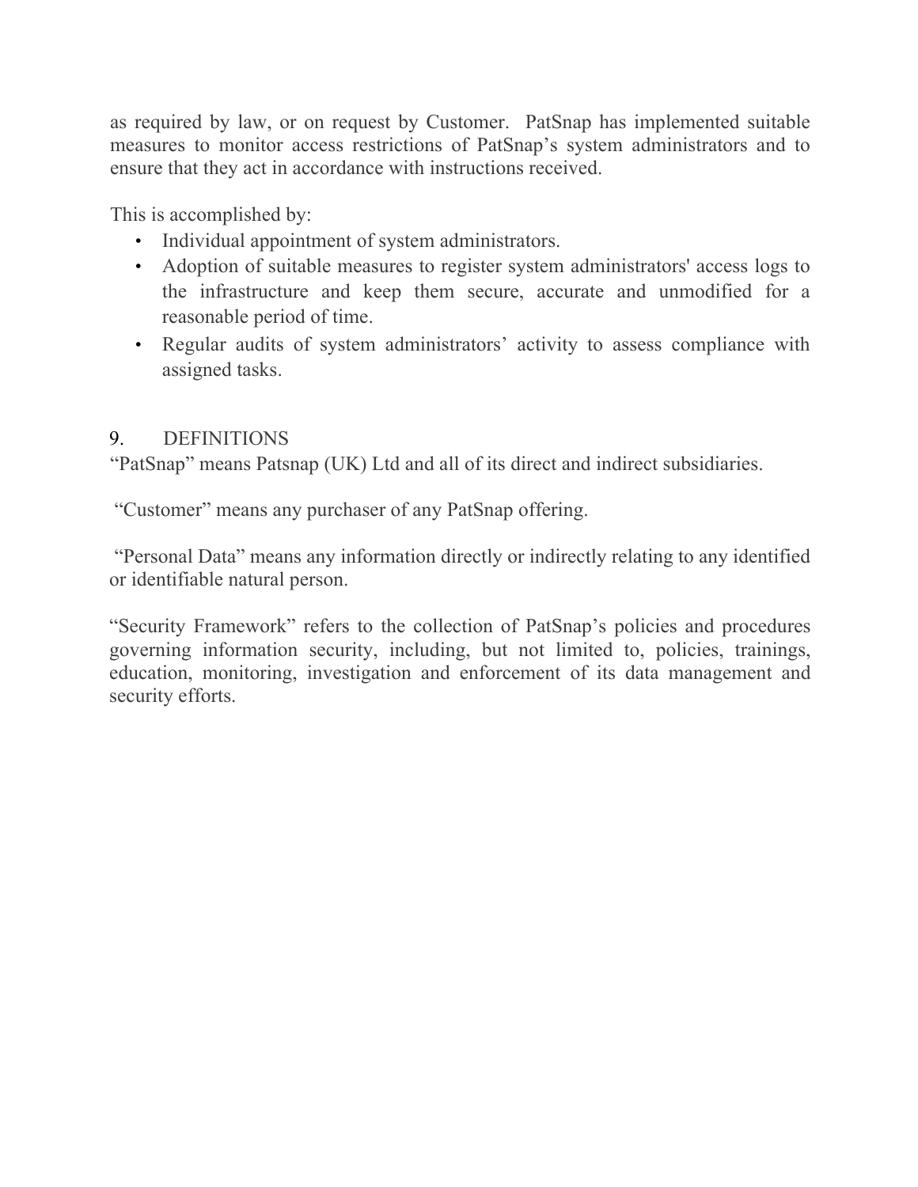as required by law, or on request by Customer. PatSnap has implemented suitable measures to monitor access restrictions of PatSnap's system administrators and to ensure that they act in accordance with instructions received.

This is accomplished by:

- Individual appointment of system administrators.
- Adoption of suitable measures to register system administrators' access logs to the infrastructure and keep them secure, accurate and unmodified for a reasonable period of time.
- Regular audits of system administrators' activity to assess compliance with assigned tasks.

## 9. DEFINITIONS

"PatSnap" means Patsnap (UK) Ltd and all of its direct and indirect subsidiaries.

"Customer" means any purchaser of any PatSnap offering.

"Personal Data" means any information directly or indirectly relating to any identified or identifiable natural person.

"Security Framework" refers to the collection of PatSnap's policies and procedures governing information security, including, but not limited to, policies, trainings, education, monitoring, investigation and enforcement of its data management and security efforts.